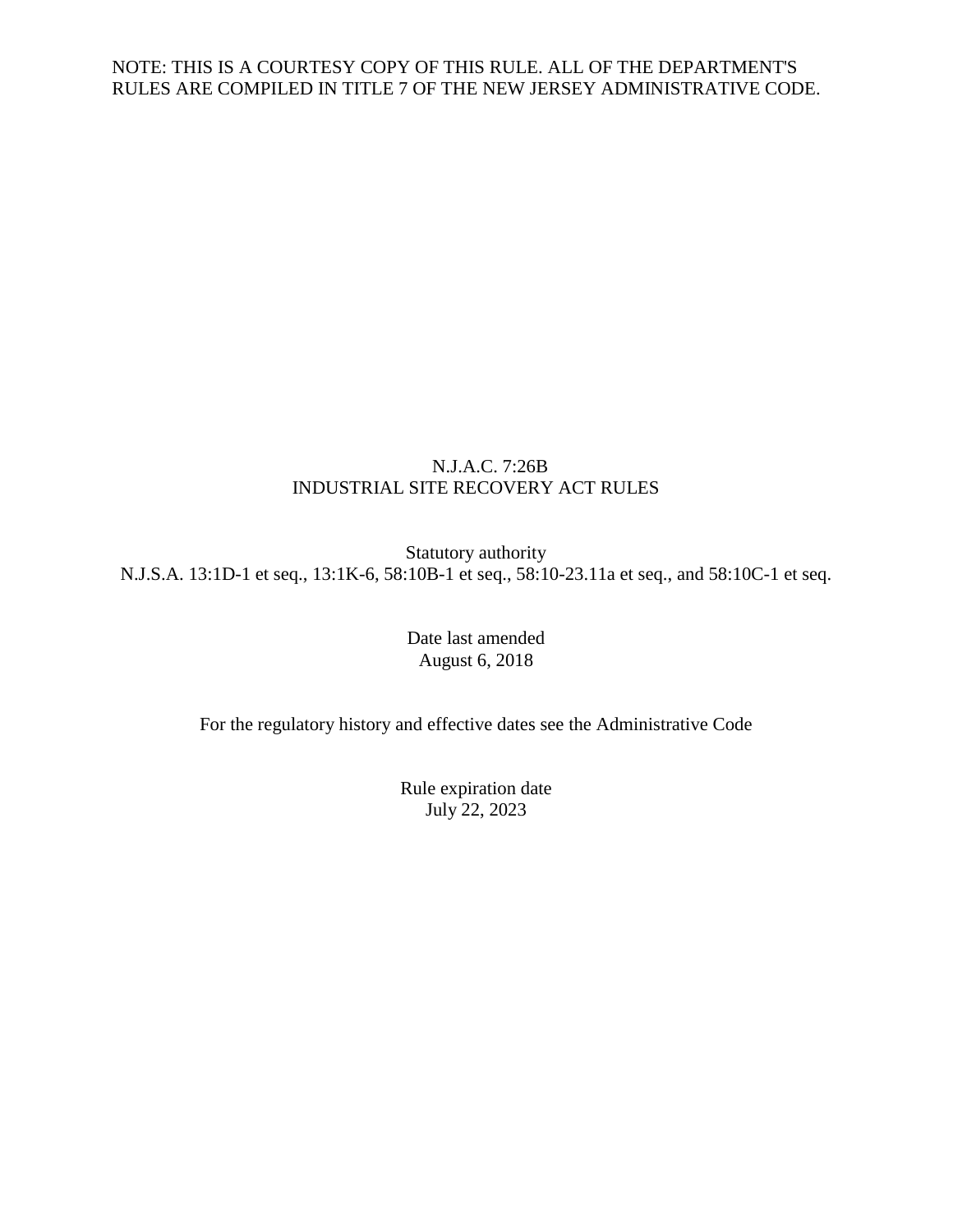NOTE: THIS IS A COURTESY COPY OF THIS RULE. ALL OF THE DEPARTMENT'S RULES ARE COMPILED IN TITLE 7 OF THE NEW JERSEY ADMINISTRATIVE CODE.

# N.J.A.C. 7:26B
# INDUSTRIAL SITE RECOVERY ACT RULES

Statutory authority
N.J.S.A. 13:1D-1 et seq., 13:1K-6, 58:10B-1 et seq., 58:10-23.11a et seq., and 58:10C-1 et seq.

Date last amended
August 6, 2018

For the regulatory history and effective dates see the Administrative Code

Rule expiration date
July 22, 2023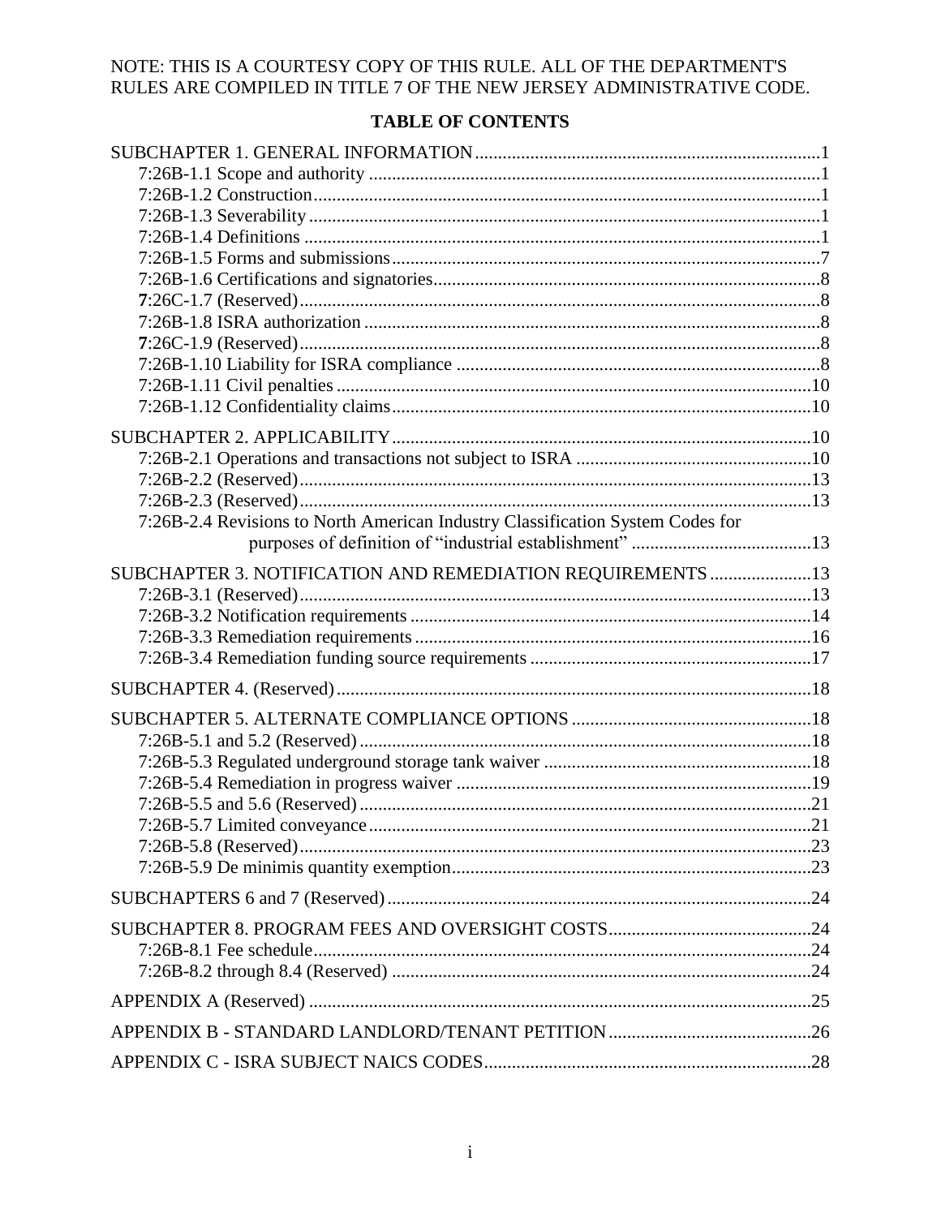NOTE: THIS IS A COURTESY COPY OF THIS RULE. ALL OF THE DEPARTMENT'S RULES ARE COMPILED IN TITLE 7 OF THE NEW JERSEY ADMINISTRATIVE CODE.

## TABLE OF CONTENTS

SUBCHAPTER 1. GENERAL INFORMATION ........ 1
- 7:26B-1.1 Scope and authority ........ 1
- 7:26B-1.2 Construction ........ 1
- 7:26B-1.3 Severability ........ 1
- 7:26B-1.4 Definitions ........ 1
- 7:26B-1.5 Forms and submissions ........ 7
- 7:26B-1.6 Certifications and signatories ........ 8
- 7:26C-1.7 (Reserved) ........ 8
- 7:26B-1.8 ISRA authorization ........ 8
- 7:26C-1.9 (Reserved) ........ 8
- 7:26B-1.10 Liability for ISRA compliance ........ 8
- 7:26B-1.11 Civil penalties ........ 10
- 7:26B-1.12 Confidentiality claims ........ 10

SUBCHAPTER 2. APPLICABILITY ........ 10
- 7:26B-2.1 Operations and transactions not subject to ISRA ........ 10
- 7:26B-2.2 (Reserved) ........ 13
- 7:26B-2.3 (Reserved) ........ 13
- 7:26B-2.4 Revisions to North American Industry Classification System Codes for purposes of definition of "industrial establishment" ........ 13

SUBCHAPTER 3. NOTIFICATION AND REMEDIATION REQUIREMENTS ........ 13
- 7:26B-3.1 (Reserved) ........ 13
- 7:26B-3.2 Notification requirements ........ 14
- 7:26B-3.3 Remediation requirements ........ 16
- 7:26B-3.4 Remediation funding source requirements ........ 17

SUBCHAPTER 4. (Reserved) ........ 18

SUBCHAPTER 5. ALTERNATE COMPLIANCE OPTIONS ........ 18
- 7:26B-5.1 and 5.2 (Reserved) ........ 18
- 7:26B-5.3 Regulated underground storage tank waiver ........ 18
- 7:26B-5.4 Remediation in progress waiver ........ 19
- 7:26B-5.5 and 5.6 (Reserved) ........ 21
- 7:26B-5.7 Limited conveyance ........ 21
- 7:26B-5.8 (Reserved) ........ 23
- 7:26B-5.9 De minimis quantity exemption ........ 23

SUBCHAPTERS 6 and 7 (Reserved) ........ 24

SUBCHAPTER 8. PROGRAM FEES AND OVERSIGHT COSTS ........ 24
- 7:26B-8.1 Fee schedule ........ 24
- 7:26B-8.2 through 8.4 (Reserved) ........ 24

APPENDIX A (Reserved) ........ 25

APPENDIX B - STANDARD LANDLORD/TENANT PETITION ........ 26

APPENDIX C - ISRA SUBJECT NAICS CODES ........ 28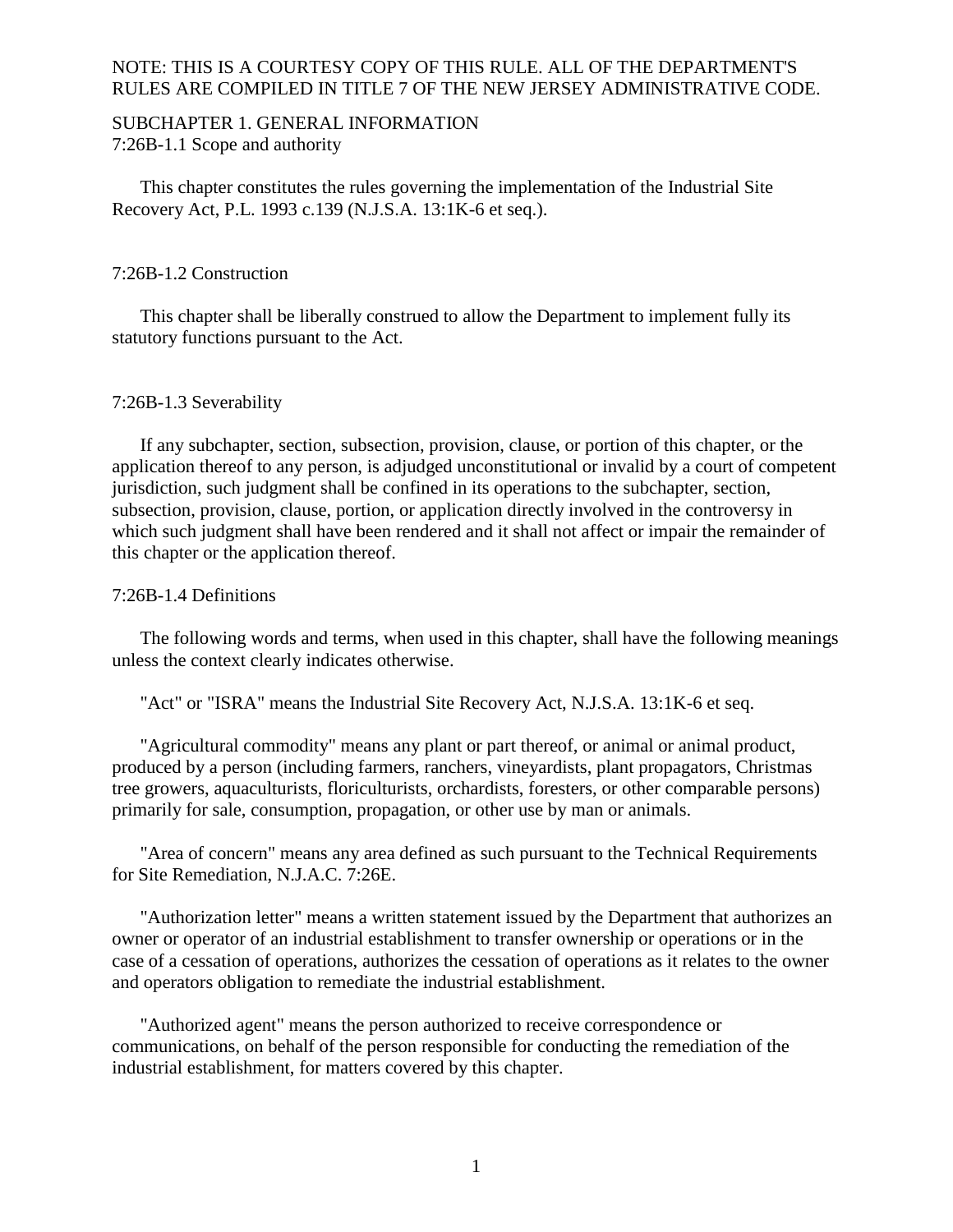NOTE: THIS IS A COURTESY COPY OF THIS RULE. ALL OF THE DEPARTMENT'S RULES ARE COMPILED IN TITLE 7 OF THE NEW JERSEY ADMINISTRATIVE CODE.

## SUBCHAPTER 1. GENERAL INFORMATION

### 7:26B-1.1 Scope and authority

This chapter constitutes the rules governing the implementation of the Industrial Site Recovery Act, P.L. 1993 c.139 (N.J.S.A. 13:1K-6 et seq.).

### 7:26B-1.2 Construction

This chapter shall be liberally construed to allow the Department to implement fully its statutory functions pursuant to the Act.

### 7:26B-1.3 Severability

If any subchapter, section, subsection, provision, clause, or portion of this chapter, or the application thereof to any person, is adjudged unconstitutional or invalid by a court of competent jurisdiction, such judgment shall be confined in its operations to the subchapter, section, subsection, provision, clause, portion, or application directly involved in the controversy in which such judgment shall have been rendered and it shall not affect or impair the remainder of this chapter or the application thereof.

### 7:26B-1.4 Definitions

The following words and terms, when used in this chapter, shall have the following meanings unless the context clearly indicates otherwise.

"Act" or "ISRA" means the Industrial Site Recovery Act, N.J.S.A. 13:1K-6 et seq.

"Agricultural commodity" means any plant or part thereof, or animal or animal product, produced by a person (including farmers, ranchers, vineyardists, plant propagators, Christmas tree growers, aquaculturists, floriculturists, orchardists, foresters, or other comparable persons) primarily for sale, consumption, propagation, or other use by man or animals.

"Area of concern" means any area defined as such pursuant to the Technical Requirements for Site Remediation, N.J.A.C. 7:26E.

"Authorization letter" means a written statement issued by the Department that authorizes an owner or operator of an industrial establishment to transfer ownership or operations or in the case of a cessation of operations, authorizes the cessation of operations as it relates to the owner and operators obligation to remediate the industrial establishment.

"Authorized agent" means the person authorized to receive correspondence or communications, on behalf of the person responsible for conducting the remediation of the industrial establishment, for matters covered by this chapter.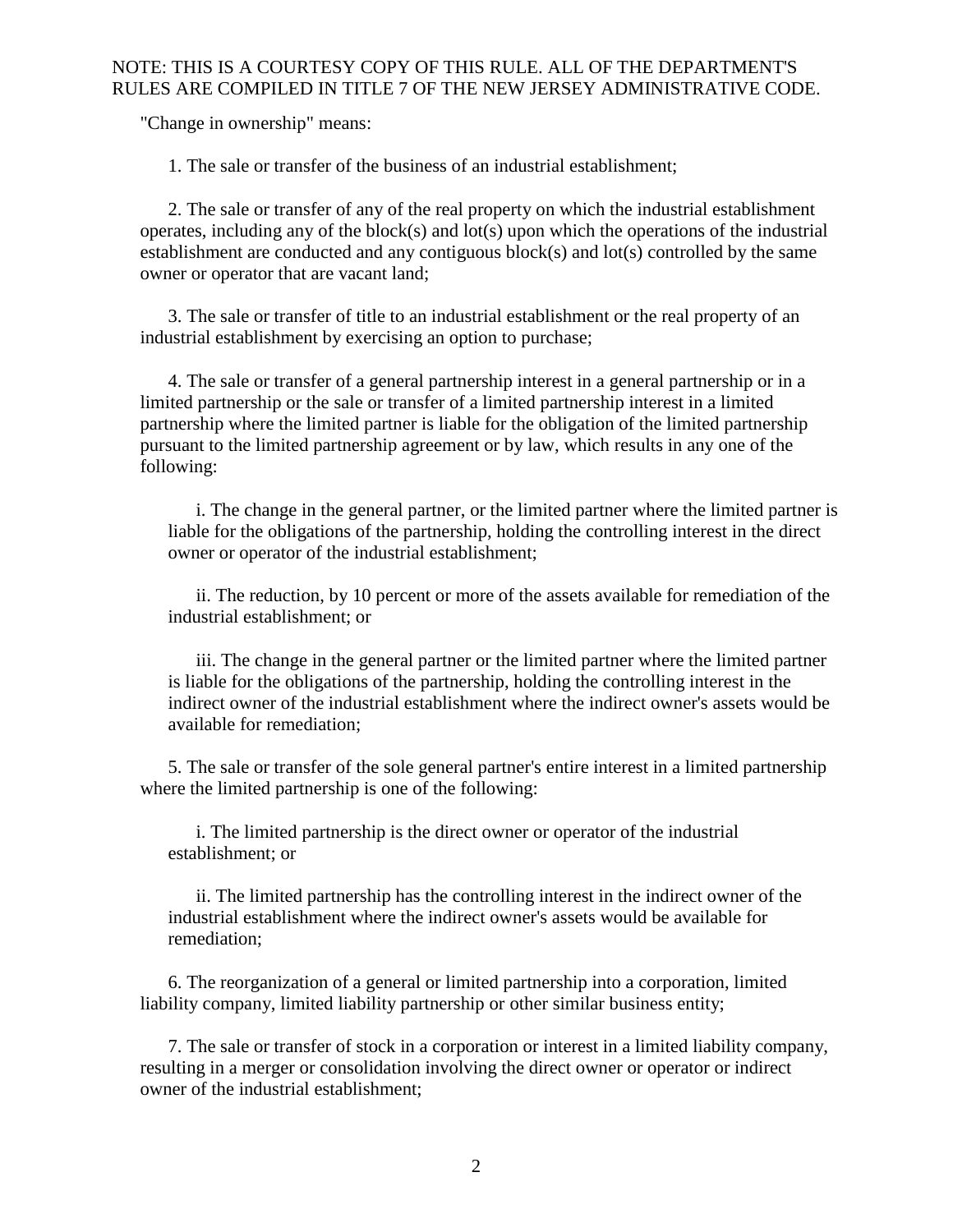"Change in ownership" means:

1. The sale or transfer of the business of an industrial establishment;

2. The sale or transfer of any of the real property on which the industrial establishment operates, including any of the block(s) and lot(s) upon which the operations of the industrial establishment are conducted and any contiguous block(s) and lot(s) controlled by the same owner or operator that are vacant land;

3. The sale or transfer of title to an industrial establishment or the real property of an industrial establishment by exercising an option to purchase;

4. The sale or transfer of a general partnership interest in a general partnership or in a limited partnership or the sale or transfer of a limited partnership interest in a limited partnership where the limited partner is liable for the obligation of the limited partnership pursuant to the limited partnership agreement or by law, which results in any one of the following:

   i. The change in the general partner, or the limited partner where the limited partner is liable for the obligations of the partnership, holding the controlling interest in the direct owner or operator of the industrial establishment;

   ii. The reduction, by 10 percent or more of the assets available for remediation of the industrial establishment; or

   iii. The change in the general partner or the limited partner where the limited partner is liable for the obligations of the partnership, holding the controlling interest in the indirect owner of the industrial establishment where the indirect owner's assets would be available for remediation;

5. The sale or transfer of the sole general partner's entire interest in a limited partnership where the limited partnership is one of the following:

   i. The limited partnership is the direct owner or operator of the industrial establishment; or

   ii. The limited partnership has the controlling interest in the indirect owner of the industrial establishment where the indirect owner's assets would be available for remediation;

6. The reorganization of a general or limited partnership into a corporation, limited liability company, limited liability partnership or other similar business entity;

7. The sale or transfer of stock in a corporation or interest in a limited liability company, resulting in a merger or consolidation involving the direct owner or operator or indirect owner of the industrial establishment;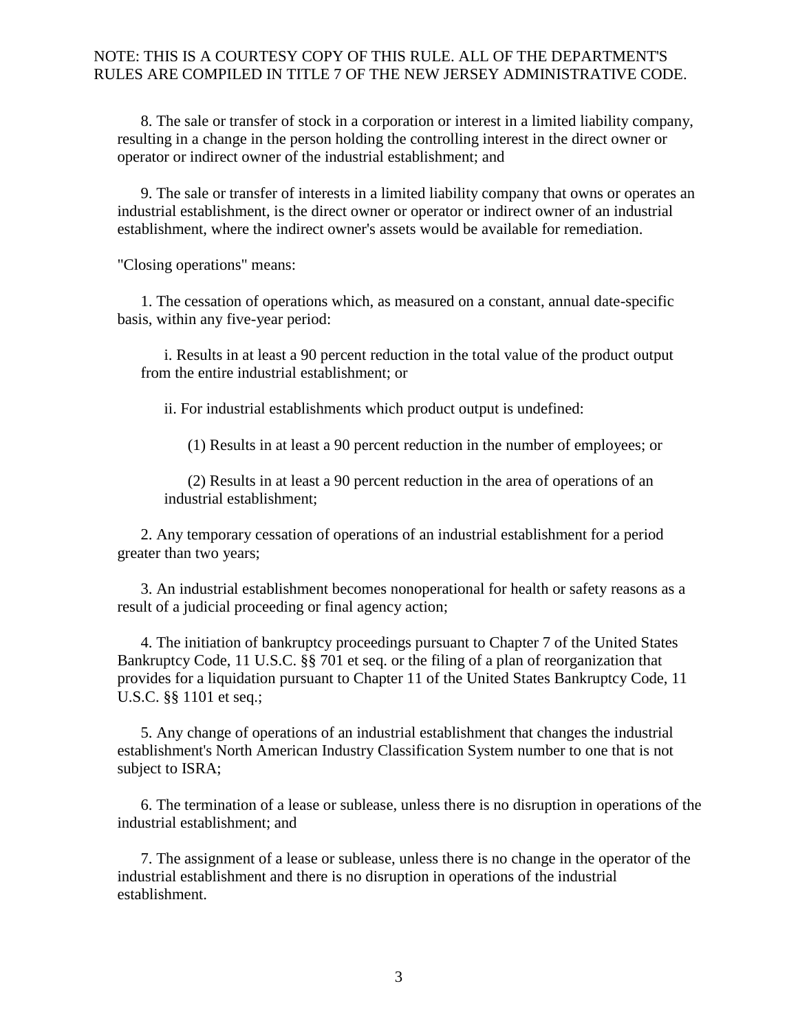8. The sale or transfer of stock in a corporation or interest in a limited liability company, resulting in a change in the person holding the controlling interest in the direct owner or operator or indirect owner of the industrial establishment; and

9. The sale or transfer of interests in a limited liability company that owns or operates an industrial establishment, is the direct owner or operator or indirect owner of an industrial establishment, where the indirect owner's assets would be available for remediation.

"Closing operations" means:

1. The cessation of operations which, as measured on a constant, annual date-specific basis, within any five-year period:

   i. Results in at least a 90 percent reduction in the total value of the product output from the entire industrial establishment; or

   ii. For industrial establishments which product output is undefined:

      (1) Results in at least a 90 percent reduction in the number of employees; or

      (2) Results in at least a 90 percent reduction in the area of operations of an industrial establishment;

2. Any temporary cessation of operations of an industrial establishment for a period greater than two years;

3. An industrial establishment becomes nonoperational for health or safety reasons as a result of a judicial proceeding or final agency action;

4. The initiation of bankruptcy proceedings pursuant to Chapter 7 of the United States Bankruptcy Code, 11 U.S.C. §§ 701 et seq. or the filing of a plan of reorganization that provides for a liquidation pursuant to Chapter 11 of the United States Bankruptcy Code, 11 U.S.C. §§ 1101 et seq.;

5. Any change of operations of an industrial establishment that changes the industrial establishment's North American Industry Classification System number to one that is not subject to ISRA;

6. The termination of a lease or sublease, unless there is no disruption in operations of the industrial establishment; and

7. The assignment of a lease or sublease, unless there is no change in the operator of the industrial establishment and there is no disruption in operations of the industrial establishment.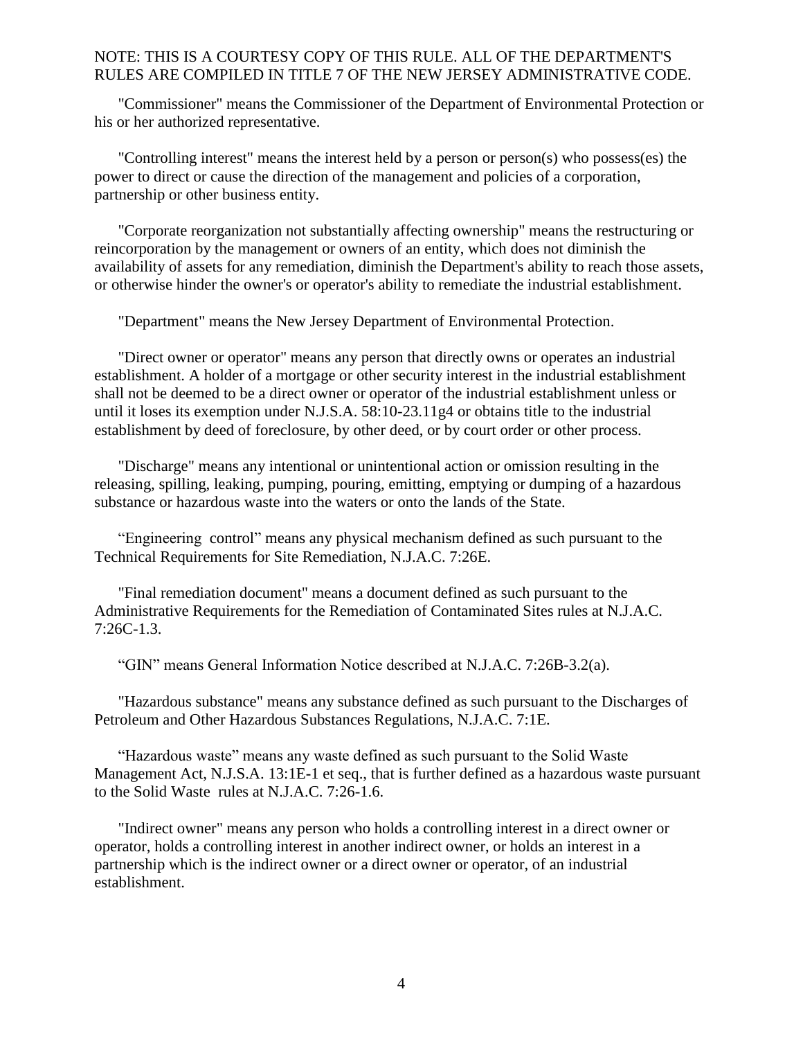"Commissioner" means the Commissioner of the Department of Environmental Protection or his or her authorized representative.

"Controlling interest" means the interest held by a person or person(s) who possess(es) the power to direct or cause the direction of the management and policies of a corporation, partnership or other business entity.

"Corporate reorganization not substantially affecting ownership" means the restructuring or reincorporation by the management or owners of an entity, which does not diminish the availability of assets for any remediation, diminish the Department's ability to reach those assets, or otherwise hinder the owner's or operator's ability to remediate the industrial establishment.

"Department" means the New Jersey Department of Environmental Protection.

"Direct owner or operator" means any person that directly owns or operates an industrial establishment. A holder of a mortgage or other security interest in the industrial establishment shall not be deemed to be a direct owner or operator of the industrial establishment unless or until it loses its exemption under N.J.S.A. 58:10-23.11g4 or obtains title to the industrial establishment by deed of foreclosure, by other deed, or by court order or other process.

"Discharge" means any intentional or unintentional action or omission resulting in the releasing, spilling, leaking, pumping, pouring, emitting, emptying or dumping of a hazardous substance or hazardous waste into the waters or onto the lands of the State.

"Engineering control" means any physical mechanism defined as such pursuant to the Technical Requirements for Site Remediation, N.J.A.C. 7:26E.

"Final remediation document" means a document defined as such pursuant to the Administrative Requirements for the Remediation of Contaminated Sites rules at N.J.A.C. 7:26C-1.3.

"GIN" means General Information Notice described at N.J.A.C. 7:26B-3.2(a).

"Hazardous substance" means any substance defined as such pursuant to the Discharges of Petroleum and Other Hazardous Substances Regulations, N.J.A.C. 7:1E.

"Hazardous waste" means any waste defined as such pursuant to the Solid Waste Management Act, N.J.S.A. 13:1E-1 et seq., that is further defined as a hazardous waste pursuant to the Solid Waste rules at N.J.A.C. 7:26-1.6.

"Indirect owner" means any person who holds a controlling interest in a direct owner or operator, holds a controlling interest in another indirect owner, or holds an interest in a partnership which is the indirect owner or a direct owner or operator, of an industrial establishment.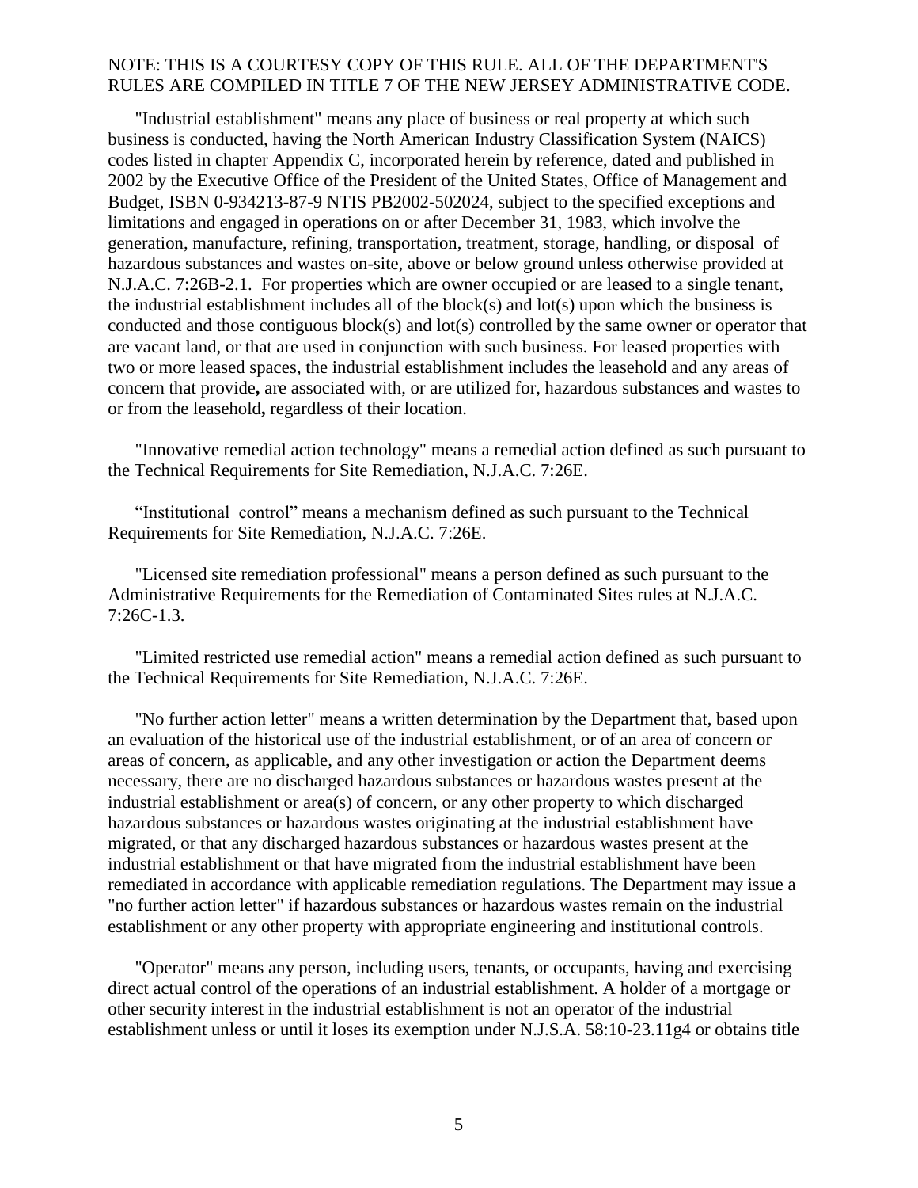NOTE: THIS IS A COURTESY COPY OF THIS RULE. ALL OF THE DEPARTMENT'S RULES ARE COMPILED IN TITLE 7 OF THE NEW JERSEY ADMINISTRATIVE CODE.

"Industrial establishment" means any place of business or real property at which such business is conducted, having the North American Industry Classification System (NAICS) codes listed in chapter Appendix C, incorporated herein by reference, dated and published in 2002 by the Executive Office of the President of the United States, Office of Management and Budget, ISBN 0-934213-87-9 NTIS PB2002-502024, subject to the specified exceptions and limitations and engaged in operations on or after December 31, 1983, which involve the generation, manufacture, refining, transportation, treatment, storage, handling, or disposal of hazardous substances and wastes on-site, above or below ground unless otherwise provided at N.J.A.C. 7:26B-2.1. For properties which are owner occupied or are leased to a single tenant, the industrial establishment includes all of the block(s) and lot(s) upon which the business is conducted and those contiguous block(s) and lot(s) controlled by the same owner or operator that are vacant land, or that are used in conjunction with such business. For leased properties with two or more leased spaces, the industrial establishment includes the leasehold and any areas of concern that provide**,** are associated with, or are utilized for, hazardous substances and wastes to or from the leasehold**,** regardless of their location.

"Innovative remedial action technology" means a remedial action defined as such pursuant to the Technical Requirements for Site Remediation, N.J.A.C. 7:26E.

"Institutional control" means a mechanism defined as such pursuant to the Technical Requirements for Site Remediation, N.J.A.C. 7:26E.

"Licensed site remediation professional" means a person defined as such pursuant to the Administrative Requirements for the Remediation of Contaminated Sites rules at N.J.A.C. 7:26C-1.3.

"Limited restricted use remedial action" means a remedial action defined as such pursuant to the Technical Requirements for Site Remediation, N.J.A.C. 7:26E.

"No further action letter" means a written determination by the Department that, based upon an evaluation of the historical use of the industrial establishment, or of an area of concern or areas of concern, as applicable, and any other investigation or action the Department deems necessary, there are no discharged hazardous substances or hazardous wastes present at the industrial establishment or area(s) of concern, or any other property to which discharged hazardous substances or hazardous wastes originating at the industrial establishment have migrated, or that any discharged hazardous substances or hazardous wastes present at the industrial establishment or that have migrated from the industrial establishment have been remediated in accordance with applicable remediation regulations. The Department may issue a "no further action letter" if hazardous substances or hazardous wastes remain on the industrial establishment or any other property with appropriate engineering and institutional controls.

"Operator" means any person, including users, tenants, or occupants, having and exercising direct actual control of the operations of an industrial establishment. A holder of a mortgage or other security interest in the industrial establishment is not an operator of the industrial establishment unless or until it loses its exemption under N.J.S.A. 58:10-23.11g4 or obtains title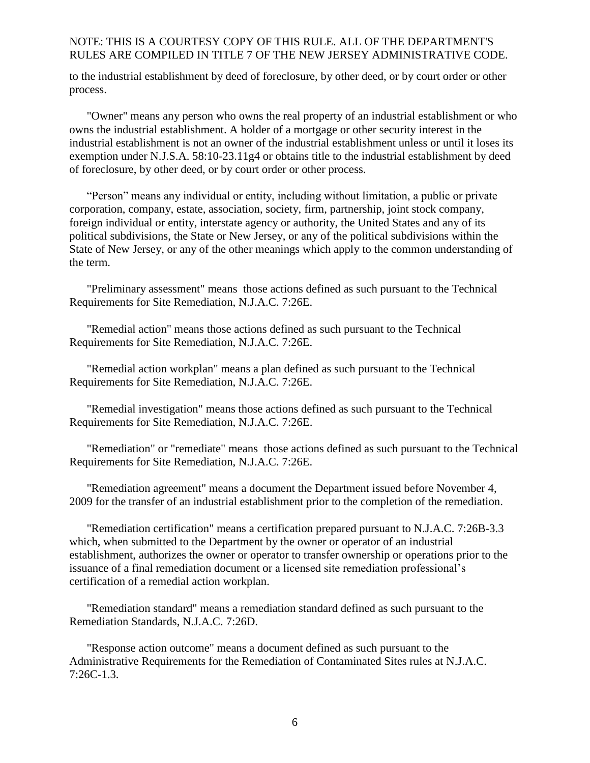to the industrial establishment by deed of foreclosure, by other deed, or by court order or other process.

"Owner" means any person who owns the real property of an industrial establishment or who owns the industrial establishment. A holder of a mortgage or other security interest in the industrial establishment is not an owner of the industrial establishment unless or until it loses its exemption under N.J.S.A. 58:10-23.11g4 or obtains title to the industrial establishment by deed of foreclosure, by other deed, or by court order or other process.

"Person" means any individual or entity, including without limitation, a public or private corporation, company, estate, association, society, firm, partnership, joint stock company, foreign individual or entity, interstate agency or authority, the United States and any of its political subdivisions, the State or New Jersey, or any of the political subdivisions within the State of New Jersey, or any of the other meanings which apply to the common understanding of the term.

"Preliminary assessment" means those actions defined as such pursuant to the Technical Requirements for Site Remediation, N.J.A.C. 7:26E.

"Remedial action" means those actions defined as such pursuant to the Technical Requirements for Site Remediation, N.J.A.C. 7:26E.

"Remedial action workplan" means a plan defined as such pursuant to the Technical Requirements for Site Remediation, N.J.A.C. 7:26E.

"Remedial investigation" means those actions defined as such pursuant to the Technical Requirements for Site Remediation, N.J.A.C. 7:26E.

"Remediation" or "remediate" means those actions defined as such pursuant to the Technical Requirements for Site Remediation, N.J.A.C. 7:26E.

"Remediation agreement" means a document the Department issued before November 4, 2009 for the transfer of an industrial establishment prior to the completion of the remediation.

"Remediation certification" means a certification prepared pursuant to N.J.A.C. 7:26B-3.3 which, when submitted to the Department by the owner or operator of an industrial establishment, authorizes the owner or operator to transfer ownership or operations prior to the issuance of a final remediation document or a licensed site remediation professional's certification of a remedial action workplan.

"Remediation standard" means a remediation standard defined as such pursuant to the Remediation Standards, N.J.A.C. 7:26D.

"Response action outcome" means a document defined as such pursuant to the Administrative Requirements for the Remediation of Contaminated Sites rules at N.J.A.C. 7:26C-1.3.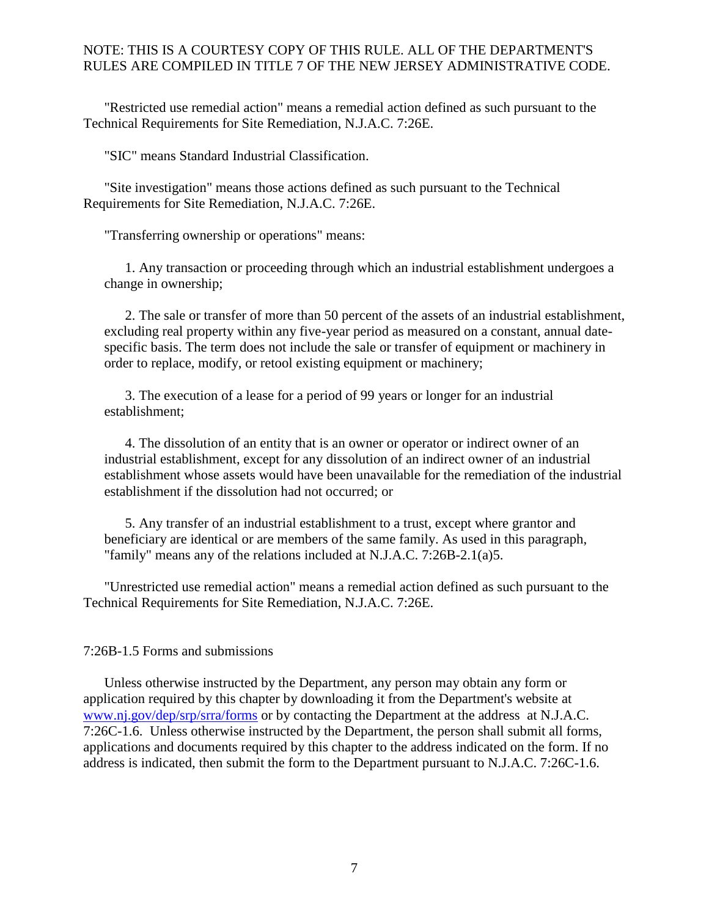"Restricted use remedial action" means a remedial action defined as such pursuant to the Technical Requirements for Site Remediation, N.J.A.C. 7:26E.

"SIC" means Standard Industrial Classification.

"Site investigation" means those actions defined as such pursuant to the Technical Requirements for Site Remediation, N.J.A.C. 7:26E.

"Transferring ownership or operations" means:

1. Any transaction or proceeding through which an industrial establishment undergoes a change in ownership;

2. The sale or transfer of more than 50 percent of the assets of an industrial establishment, excluding real property within any five-year period as measured on a constant, annual date-specific basis. The term does not include the sale or transfer of equipment or machinery in order to replace, modify, or retool existing equipment or machinery;

3. The execution of a lease for a period of 99 years or longer for an industrial establishment;

4. The dissolution of an entity that is an owner or operator or indirect owner of an industrial establishment, except for any dissolution of an indirect owner of an industrial establishment whose assets would have been unavailable for the remediation of the industrial establishment if the dissolution had not occurred; or

5. Any transfer of an industrial establishment to a trust, except where grantor and beneficiary are identical or are members of the same family. As used in this paragraph, "family" means any of the relations included at N.J.A.C. 7:26B-2.1(a)5.

"Unrestricted use remedial action" means a remedial action defined as such pursuant to the Technical Requirements for Site Remediation, N.J.A.C. 7:26E.

7:26B-1.5 Forms and submissions

Unless otherwise instructed by the Department, any person may obtain any form or application required by this chapter by downloading it from the Department's website at www.nj.gov/dep/srp/srra/forms or by contacting the Department at the address at N.J.A.C. 7:26C-1.6. Unless otherwise instructed by the Department, the person shall submit all forms, applications and documents required by this chapter to the address indicated on the form. If no address is indicated, then submit the form to the Department pursuant to N.J.A.C. 7:26C-1.6.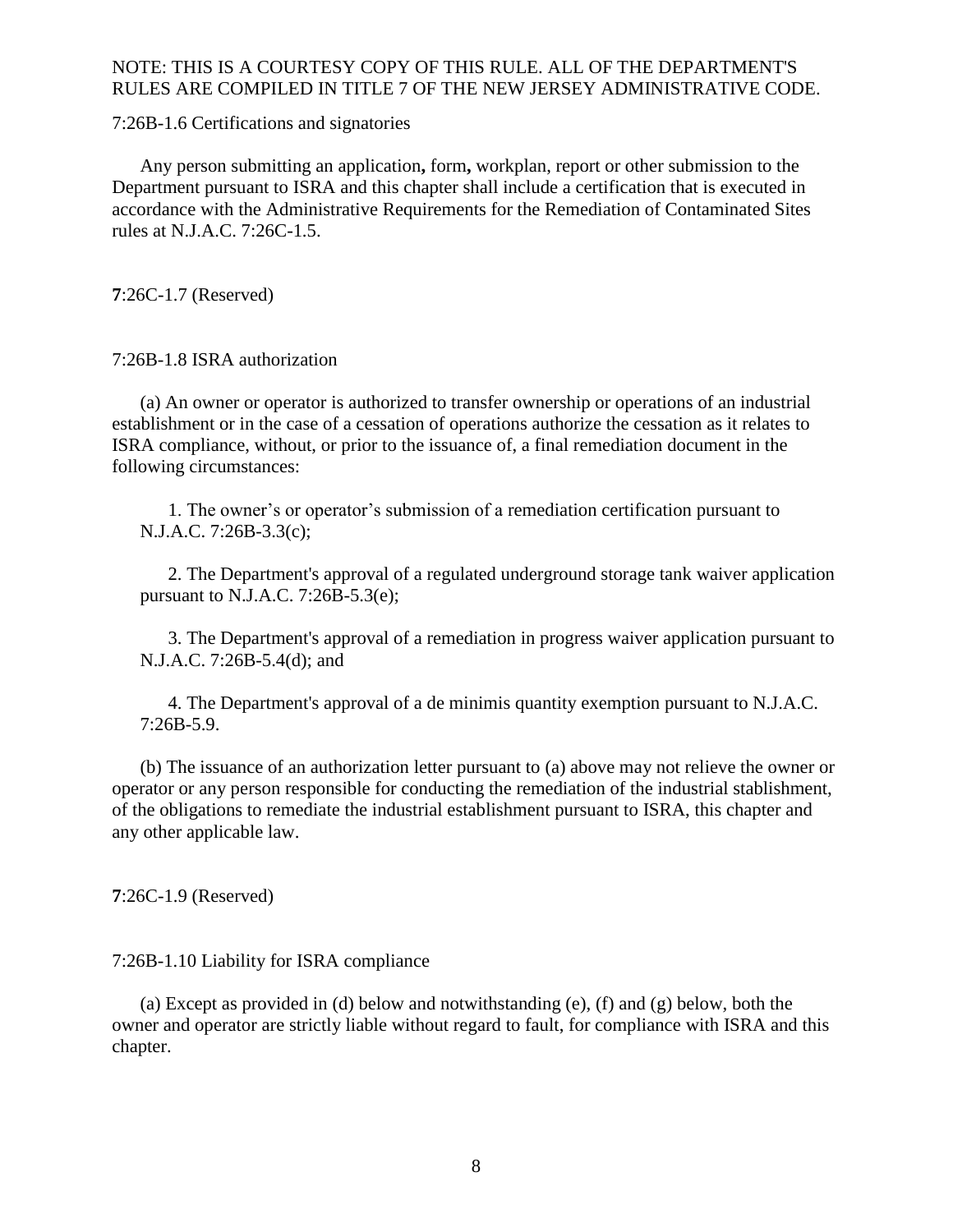NOTE: THIS IS A COURTESY COPY OF THIS RULE. ALL OF THE DEPARTMENT'S RULES ARE COMPILED IN TITLE 7 OF THE NEW JERSEY ADMINISTRATIVE CODE.

7:26B-1.6 Certifications and signatories

Any person submitting an application**,** form**,** workplan, report or other submission to the Department pursuant to ISRA and this chapter shall include a certification that is executed in accordance with the Administrative Requirements for the Remediation of Contaminated Sites rules at N.J.A.C. 7:26C-1.5.

**7**:26C-1.7 (Reserved)

7:26B-1.8 ISRA authorization

(a) An owner or operator is authorized to transfer ownership or operations of an industrial establishment or in the case of a cessation of operations authorize the cessation as it relates to ISRA compliance, without, or prior to the issuance of, a final remediation document in the following circumstances:

1. The owner's or operator's submission of a remediation certification pursuant to N.J.A.C. 7:26B-3.3(c);

2. The Department's approval of a regulated underground storage tank waiver application pursuant to N.J.A.C. 7:26B-5.3(e);

3. The Department's approval of a remediation in progress waiver application pursuant to N.J.A.C. 7:26B-5.4(d); and

4. The Department's approval of a de minimis quantity exemption pursuant to N.J.A.C. 7:26B-5.9.

(b) The issuance of an authorization letter pursuant to (a) above may not relieve the owner or operator or any person responsible for conducting the remediation of the industrial stablishment, of the obligations to remediate the industrial establishment pursuant to ISRA, this chapter and any other applicable law.

**7**:26C-1.9 (Reserved)

7:26B-1.10 Liability for ISRA compliance

(a) Except as provided in (d) below and notwithstanding (e), (f) and (g) below, both the owner and operator are strictly liable without regard to fault, for compliance with ISRA and this chapter.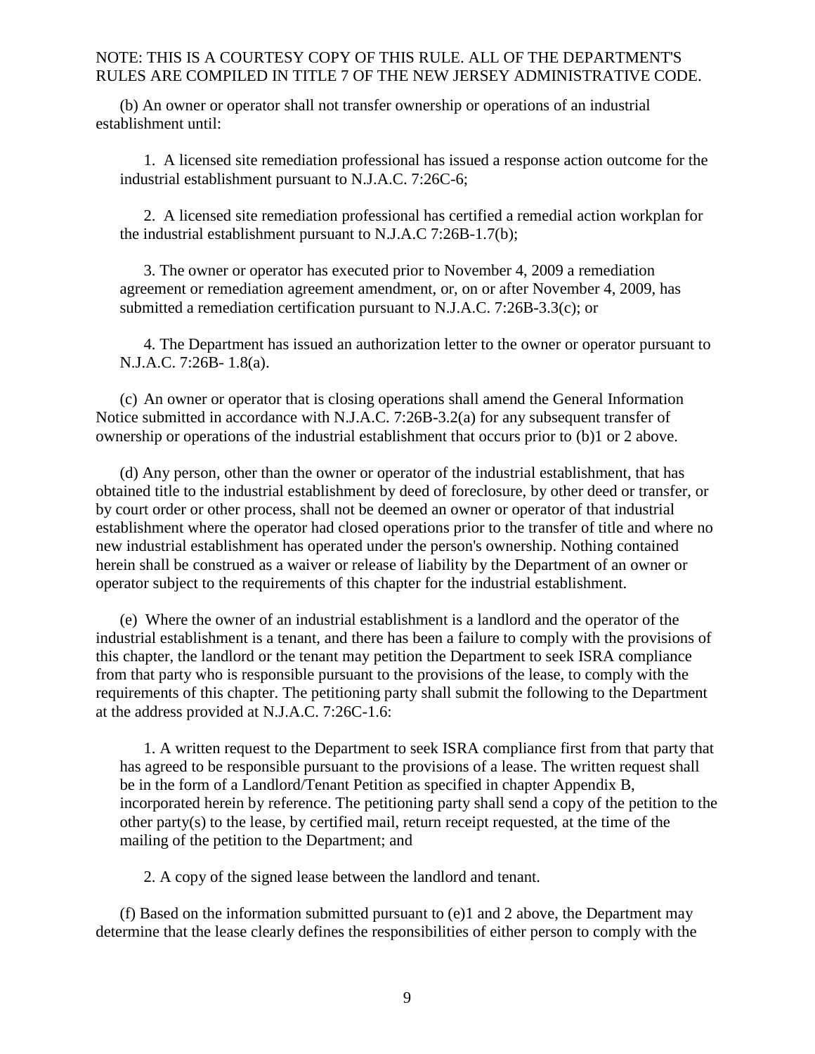(b) An owner or operator shall not transfer ownership or operations of an industrial establishment until:

1. A licensed site remediation professional has issued a response action outcome for the industrial establishment pursuant to N.J.A.C. 7:26C-6;

2. A licensed site remediation professional has certified a remedial action workplan for the industrial establishment pursuant to N.J.A.C 7:26B-1.7(b);

3. The owner or operator has executed prior to November 4, 2009 a remediation agreement or remediation agreement amendment, or, on or after November 4, 2009, has submitted a remediation certification pursuant to N.J.A.C. 7:26B-3.3(c); or

4. The Department has issued an authorization letter to the owner or operator pursuant to N.J.A.C. 7:26B- 1.8(a).

(c) An owner or operator that is closing operations shall amend the General Information Notice submitted in accordance with N.J.A.C. 7:26B-3.2(a) for any subsequent transfer of ownership or operations of the industrial establishment that occurs prior to (b)1 or 2 above.

(d) Any person, other than the owner or operator of the industrial establishment, that has obtained title to the industrial establishment by deed of foreclosure, by other deed or transfer, or by court order or other process, shall not be deemed an owner or operator of that industrial establishment where the operator had closed operations prior to the transfer of title and where no new industrial establishment has operated under the person's ownership. Nothing contained herein shall be construed as a waiver or release of liability by the Department of an owner or operator subject to the requirements of this chapter for the industrial establishment.

(e) Where the owner of an industrial establishment is a landlord and the operator of the industrial establishment is a tenant, and there has been a failure to comply with the provisions of this chapter, the landlord or the tenant may petition the Department to seek ISRA compliance from that party who is responsible pursuant to the provisions of the lease, to comply with the requirements of this chapter. The petitioning party shall submit the following to the Department at the address provided at N.J.A.C. 7:26C-1.6:

1. A written request to the Department to seek ISRA compliance first from that party that has agreed to be responsible pursuant to the provisions of a lease. The written request shall be in the form of a Landlord/Tenant Petition as specified in chapter Appendix B, incorporated herein by reference. The petitioning party shall send a copy of the petition to the other party(s) to the lease, by certified mail, return receipt requested, at the time of the mailing of the petition to the Department; and

2. A copy of the signed lease between the landlord and tenant.

(f) Based on the information submitted pursuant to (e)1 and 2 above, the Department may determine that the lease clearly defines the responsibilities of either person to comply with the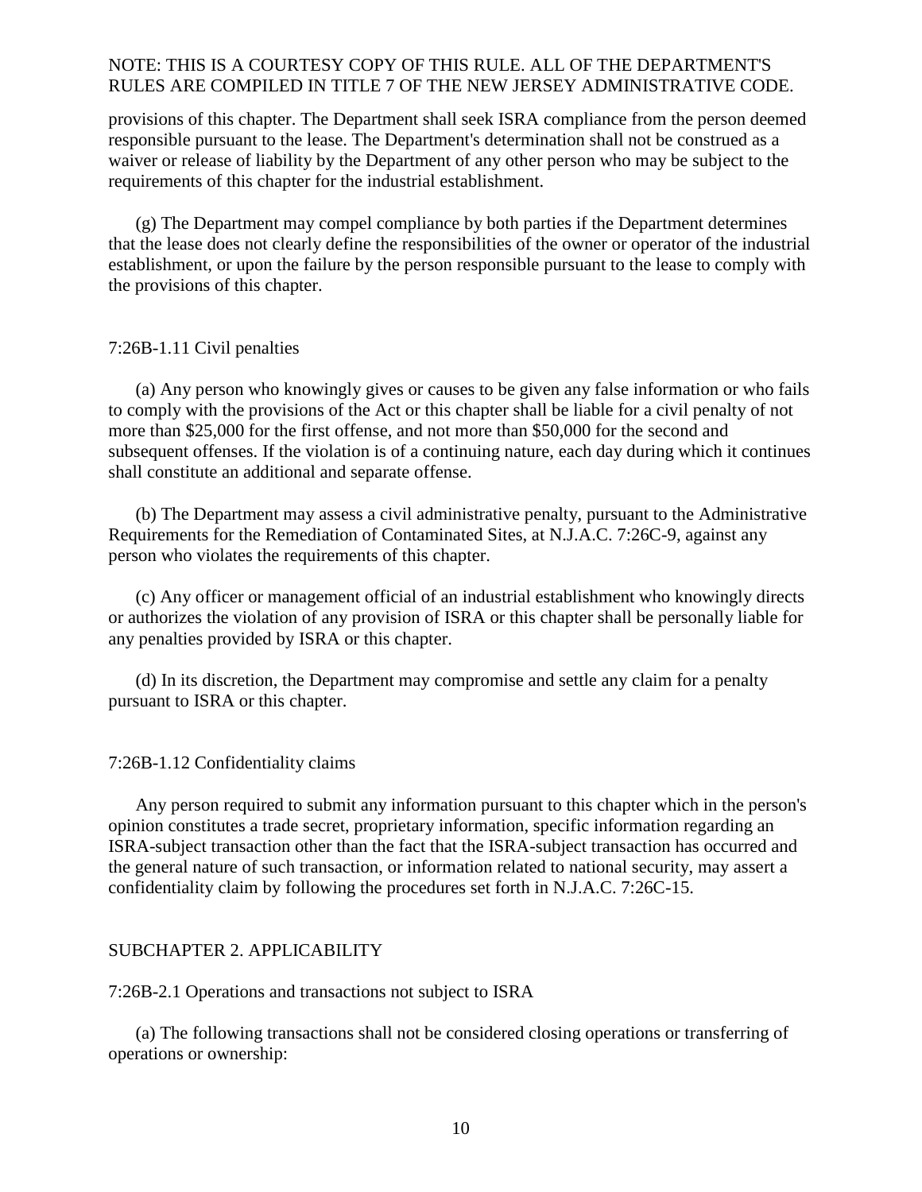provisions of this chapter. The Department shall seek ISRA compliance from the person deemed responsible pursuant to the lease. The Department's determination shall not be construed as a waiver or release of liability by the Department of any other person who may be subject to the requirements of this chapter for the industrial establishment.

(g) The Department may compel compliance by both parties if the Department determines that the lease does not clearly define the responsibilities of the owner or operator of the industrial establishment, or upon the failure by the person responsible pursuant to the lease to comply with the provisions of this chapter.

7:26B-1.11 Civil penalties

(a) Any person who knowingly gives or causes to be given any false information or who fails to comply with the provisions of the Act or this chapter shall be liable for a civil penalty of not more than $25,000 for the first offense, and not more than $50,000 for the second and subsequent offenses. If the violation is of a continuing nature, each day during which it continues shall constitute an additional and separate offense.

(b) The Department may assess a civil administrative penalty, pursuant to the Administrative Requirements for the Remediation of Contaminated Sites, at N.J.A.C. 7:26C-9, against any person who violates the requirements of this chapter.

(c) Any officer or management official of an industrial establishment who knowingly directs or authorizes the violation of any provision of ISRA or this chapter shall be personally liable for any penalties provided by ISRA or this chapter.

(d) In its discretion, the Department may compromise and settle any claim for a penalty pursuant to ISRA or this chapter.

7:26B-1.12 Confidentiality claims

Any person required to submit any information pursuant to this chapter which in the person's opinion constitutes a trade secret, proprietary information, specific information regarding an ISRA-subject transaction other than the fact that the ISRA-subject transaction has occurred and the general nature of such transaction, or information related to national security, may assert a confidentiality claim by following the procedures set forth in N.J.A.C. 7:26C-15.

SUBCHAPTER 2. APPLICABILITY

7:26B-2.1 Operations and transactions not subject to ISRA

(a) The following transactions shall not be considered closing operations or transferring of operations or ownership: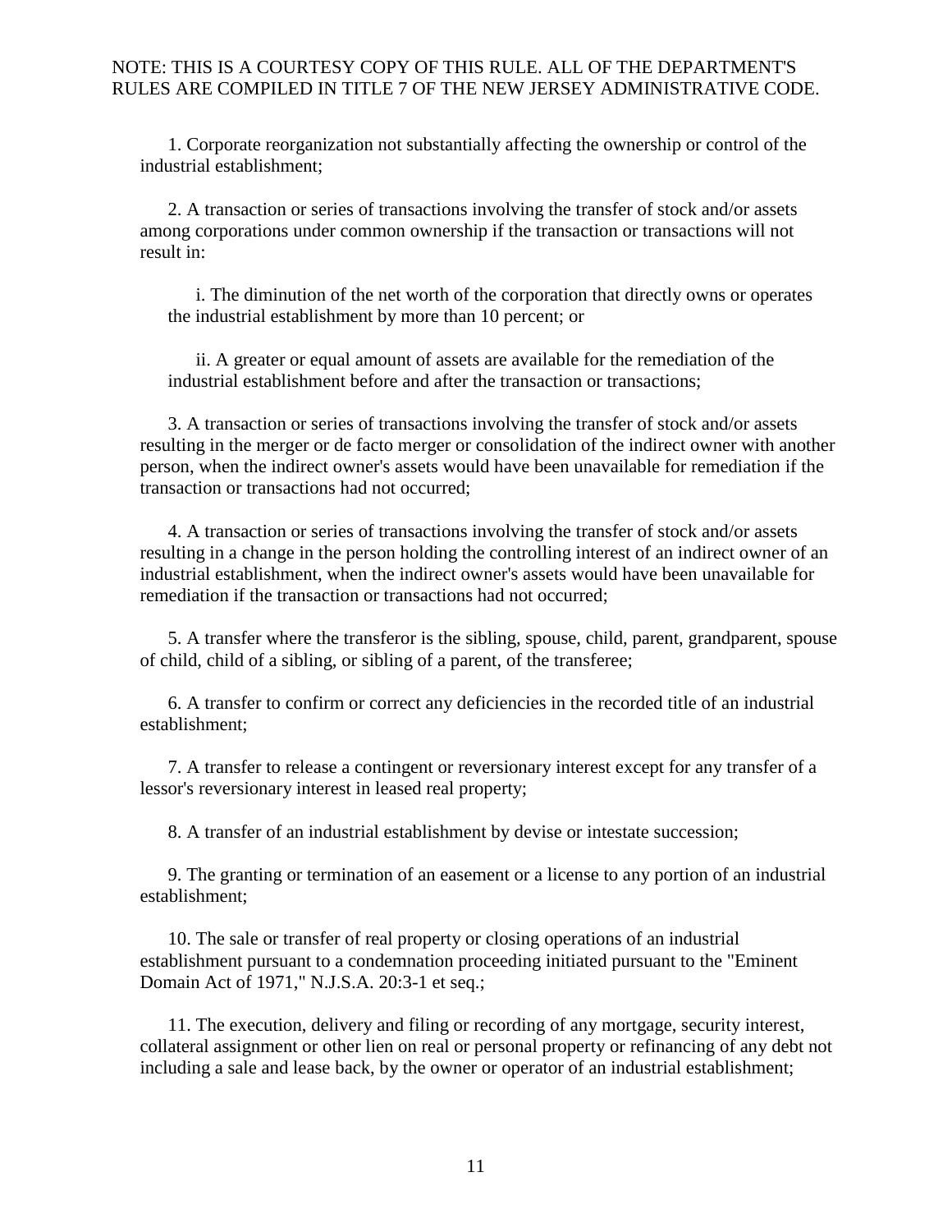1. Corporate reorganization not substantially affecting the ownership or control of the industrial establishment;

2. A transaction or series of transactions involving the transfer of stock and/or assets among corporations under common ownership if the transaction or transactions will not result in:

   i. The diminution of the net worth of the corporation that directly owns or operates the industrial establishment by more than 10 percent; or

   ii. A greater or equal amount of assets are available for the remediation of the industrial establishment before and after the transaction or transactions;

3. A transaction or series of transactions involving the transfer of stock and/or assets resulting in the merger or de facto merger or consolidation of the indirect owner with another person, when the indirect owner's assets would have been unavailable for remediation if the transaction or transactions had not occurred;

4. A transaction or series of transactions involving the transfer of stock and/or assets resulting in a change in the person holding the controlling interest of an indirect owner of an industrial establishment, when the indirect owner's assets would have been unavailable for remediation if the transaction or transactions had not occurred;

5. A transfer where the transferor is the sibling, spouse, child, parent, grandparent, spouse of child, child of a sibling, or sibling of a parent, of the transferee;

6. A transfer to confirm or correct any deficiencies in the recorded title of an industrial establishment;

7. A transfer to release a contingent or reversionary interest except for any transfer of a lessor's reversionary interest in leased real property;

8. A transfer of an industrial establishment by devise or intestate succession;

9. The granting or termination of an easement or a license to any portion of an industrial establishment;

10. The sale or transfer of real property or closing operations of an industrial establishment pursuant to a condemnation proceeding initiated pursuant to the "Eminent Domain Act of 1971," N.J.S.A. 20:3-1 et seq.;

11. The execution, delivery and filing or recording of any mortgage, security interest, collateral assignment or other lien on real or personal property or refinancing of any debt not including a sale and lease back, by the owner or operator of an industrial establishment;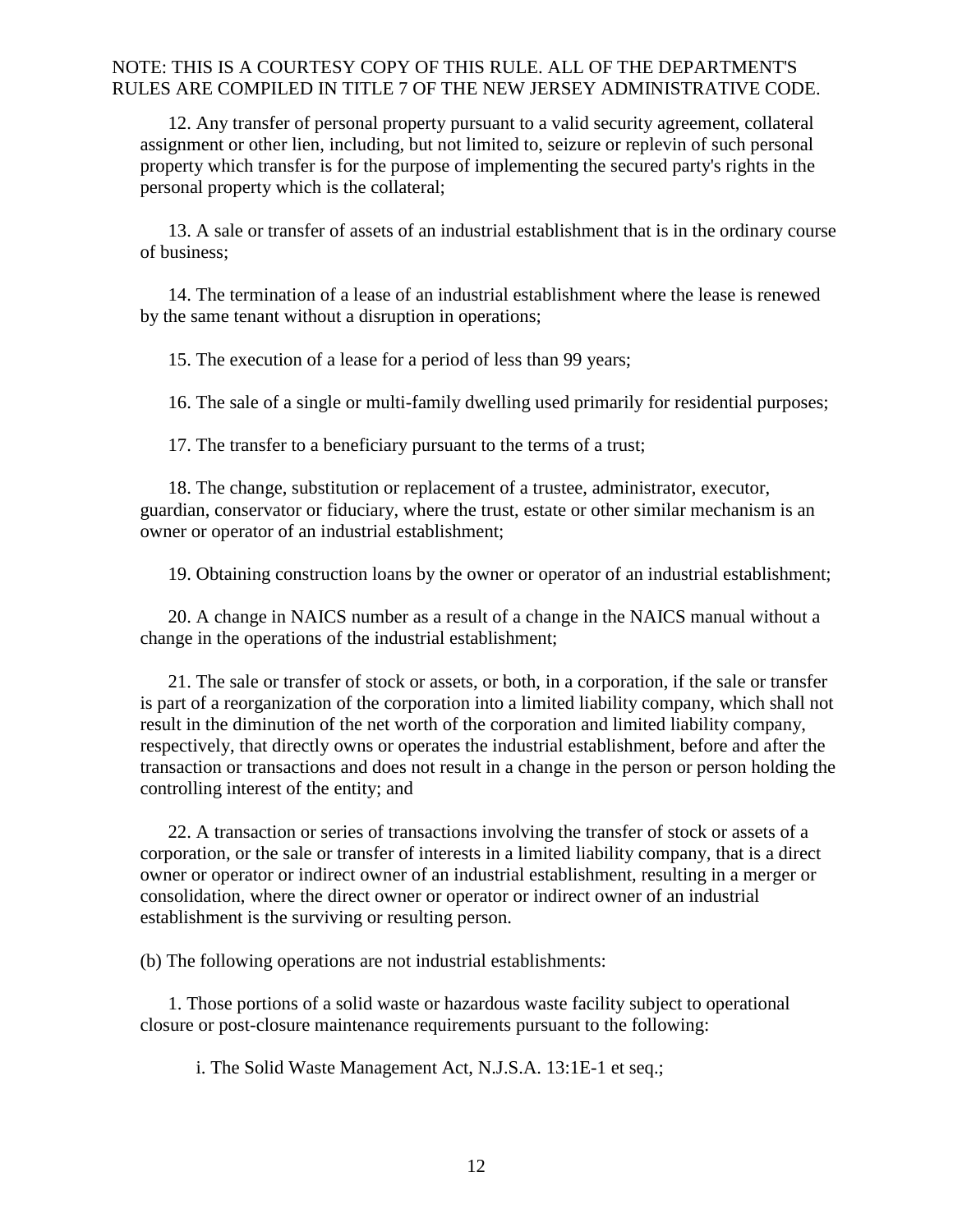12. Any transfer of personal property pursuant to a valid security agreement, collateral assignment or other lien, including, but not limited to, seizure or replevin of such personal property which transfer is for the purpose of implementing the secured party's rights in the personal property which is the collateral;

13. A sale or transfer of assets of an industrial establishment that is in the ordinary course of business;

14. The termination of a lease of an industrial establishment where the lease is renewed by the same tenant without a disruption in operations;

15. The execution of a lease for a period of less than 99 years;

16. The sale of a single or multi-family dwelling used primarily for residential purposes;

17. The transfer to a beneficiary pursuant to the terms of a trust;

18. The change, substitution or replacement of a trustee, administrator, executor, guardian, conservator or fiduciary, where the trust, estate or other similar mechanism is an owner or operator of an industrial establishment;

19. Obtaining construction loans by the owner or operator of an industrial establishment;

20. A change in NAICS number as a result of a change in the NAICS manual without a change in the operations of the industrial establishment;

21. The sale or transfer of stock or assets, or both, in a corporation, if the sale or transfer is part of a reorganization of the corporation into a limited liability company, which shall not result in the diminution of the net worth of the corporation and limited liability company, respectively, that directly owns or operates the industrial establishment, before and after the transaction or transactions and does not result in a change in the person or person holding the controlling interest of the entity; and

22. A transaction or series of transactions involving the transfer of stock or assets of a corporation, or the sale or transfer of interests in a limited liability company, that is a direct owner or operator or indirect owner of an industrial establishment, resulting in a merger or consolidation, where the direct owner or operator or indirect owner of an industrial establishment is the surviving or resulting person.

(b) The following operations are not industrial establishments:

1. Those portions of a solid waste or hazardous waste facility subject to operational closure or post-closure maintenance requirements pursuant to the following:

i. The Solid Waste Management Act, N.J.S.A. 13:1E-1 et seq.;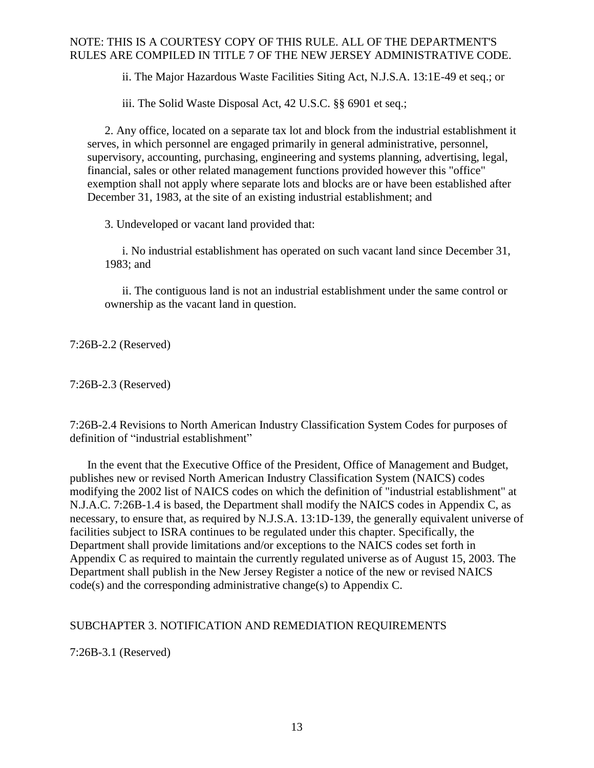ii. The Major Hazardous Waste Facilities Siting Act, N.J.S.A. 13:1E-49 et seq.; or

iii. The Solid Waste Disposal Act, 42 U.S.C. §§ 6901 et seq.;

2. Any office, located on a separate tax lot and block from the industrial establishment it serves, in which personnel are engaged primarily in general administrative, personnel, supervisory, accounting, purchasing, engineering and systems planning, advertising, legal, financial, sales or other related management functions provided however this "office" exemption shall not apply where separate lots and blocks are or have been established after December 31, 1983, at the site of an existing industrial establishment; and

3. Undeveloped or vacant land provided that:

i. No industrial establishment has operated on such vacant land since December 31, 1983; and

ii. The contiguous land is not an industrial establishment under the same control or ownership as the vacant land in question.

7:26B-2.2 (Reserved)

7:26B-2.3 (Reserved)

7:26B-2.4 Revisions to North American Industry Classification System Codes for purposes of definition of "industrial establishment"

In the event that the Executive Office of the President, Office of Management and Budget, publishes new or revised North American Industry Classification System (NAICS) codes modifying the 2002 list of NAICS codes on which the definition of "industrial establishment" at N.J.A.C. 7:26B-1.4 is based, the Department shall modify the NAICS codes in Appendix C, as necessary, to ensure that, as required by N.J.S.A. 13:1D-139, the generally equivalent universe of facilities subject to ISRA continues to be regulated under this chapter. Specifically, the Department shall provide limitations and/or exceptions to the NAICS codes set forth in Appendix C as required to maintain the currently regulated universe as of August 15, 2003. The Department shall publish in the New Jersey Register a notice of the new or revised NAICS code(s) and the corresponding administrative change(s) to Appendix C.

SUBCHAPTER 3. NOTIFICATION AND REMEDIATION REQUIREMENTS

7:26B-3.1 (Reserved)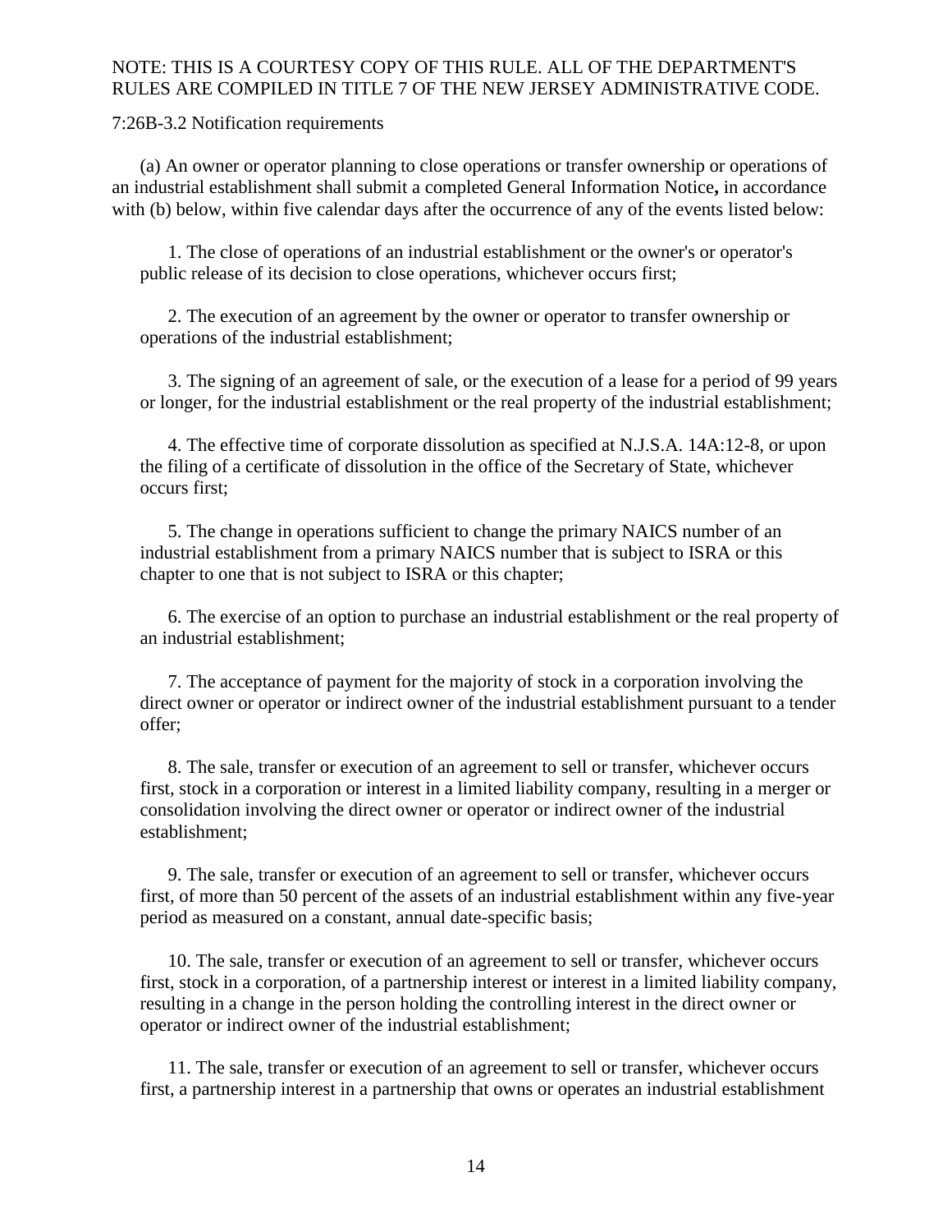NOTE: THIS IS A COURTESY COPY OF THIS RULE. ALL OF THE DEPARTMENT'S RULES ARE COMPILED IN TITLE 7 OF THE NEW JERSEY ADMINISTRATIVE CODE.

7:26B-3.2 Notification requirements

(a) An owner or operator planning to close operations or transfer ownership or operations of an industrial establishment shall submit a completed General Information Notice**,** in accordance with (b) below, within five calendar days after the occurrence of any of the events listed below:

1. The close of operations of an industrial establishment or the owner's or operator's public release of its decision to close operations, whichever occurs first;

2. The execution of an agreement by the owner or operator to transfer ownership or operations of the industrial establishment;

3. The signing of an agreement of sale, or the execution of a lease for a period of 99 years or longer, for the industrial establishment or the real property of the industrial establishment;

4. The effective time of corporate dissolution as specified at N.J.S.A. 14A:12-8, or upon the filing of a certificate of dissolution in the office of the Secretary of State, whichever occurs first;

5. The change in operations sufficient to change the primary NAICS number of an industrial establishment from a primary NAICS number that is subject to ISRA or this chapter to one that is not subject to ISRA or this chapter;

6. The exercise of an option to purchase an industrial establishment or the real property of an industrial establishment;

7. The acceptance of payment for the majority of stock in a corporation involving the direct owner or operator or indirect owner of the industrial establishment pursuant to a tender offer;

8. The sale, transfer or execution of an agreement to sell or transfer, whichever occurs first, stock in a corporation or interest in a limited liability company, resulting in a merger or consolidation involving the direct owner or operator or indirect owner of the industrial establishment;

9. The sale, transfer or execution of an agreement to sell or transfer, whichever occurs first, of more than 50 percent of the assets of an industrial establishment within any five-year period as measured on a constant, annual date-specific basis;

10. The sale, transfer or execution of an agreement to sell or transfer, whichever occurs first, stock in a corporation, of a partnership interest or interest in a limited liability company, resulting in a change in the person holding the controlling interest in the direct owner or operator or indirect owner of the industrial establishment;

11. The sale, transfer or execution of an agreement to sell or transfer, whichever occurs first, a partnership interest in a partnership that owns or operates an industrial establishment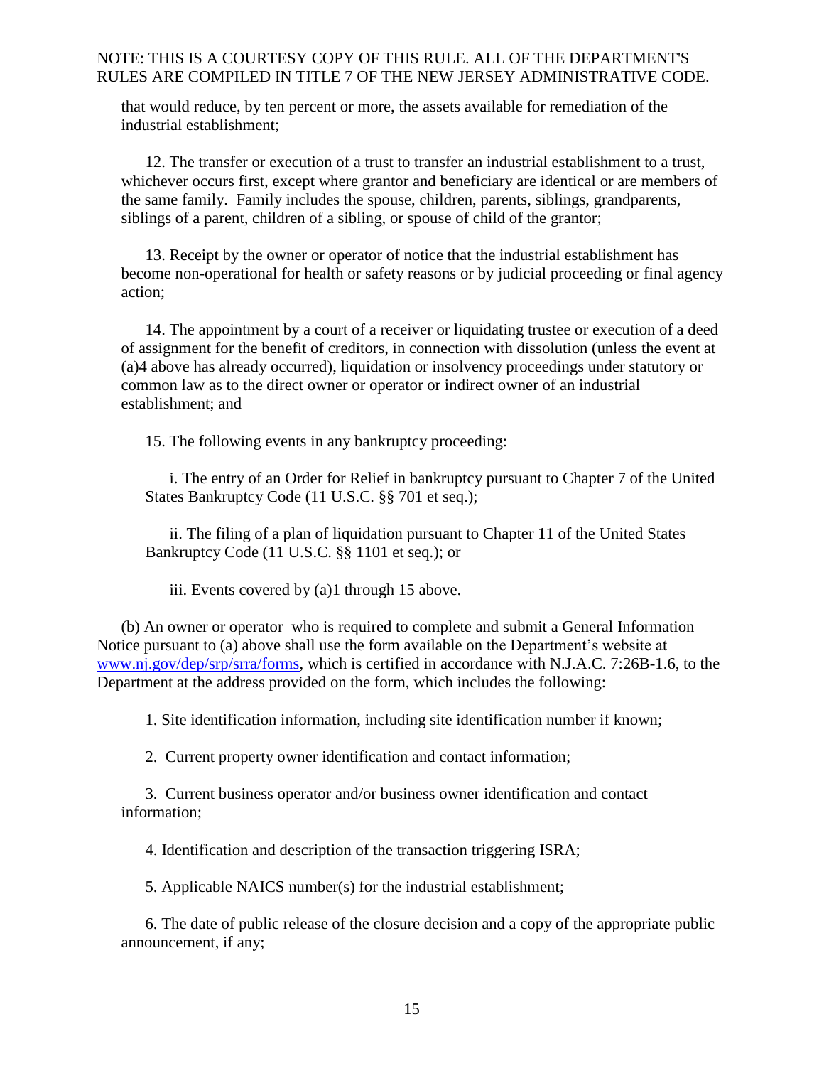that would reduce, by ten percent or more, the assets available for remediation of the industrial establishment;

12. The transfer or execution of a trust to transfer an industrial establishment to a trust, whichever occurs first, except where grantor and beneficiary are identical or are members of the same family. Family includes the spouse, children, parents, siblings, grandparents, siblings of a parent, children of a sibling, or spouse of child of the grantor;

13. Receipt by the owner or operator of notice that the industrial establishment has become non-operational for health or safety reasons or by judicial proceeding or final agency action;

14. The appointment by a court of a receiver or liquidating trustee or execution of a deed of assignment for the benefit of creditors, in connection with dissolution (unless the event at (a)4 above has already occurred), liquidation or insolvency proceedings under statutory or common law as to the direct owner or operator or indirect owner of an industrial establishment; and

15. The following events in any bankruptcy proceeding:

i. The entry of an Order for Relief in bankruptcy pursuant to Chapter 7 of the United States Bankruptcy Code (11 U.S.C. §§ 701 et seq.);

ii. The filing of a plan of liquidation pursuant to Chapter 11 of the United States Bankruptcy Code (11 U.S.C. §§ 1101 et seq.); or

iii. Events covered by (a)1 through 15 above.

(b) An owner or operator who is required to complete and submit a General Information Notice pursuant to (a) above shall use the form available on the Department's website at www.nj.gov/dep/srp/srra/forms, which is certified in accordance with N.J.A.C. 7:26B-1.6, to the Department at the address provided on the form, which includes the following:

1. Site identification information, including site identification number if known;

2. Current property owner identification and contact information;

3. Current business operator and/or business owner identification and contact information;

4. Identification and description of the transaction triggering ISRA;

5. Applicable NAICS number(s) for the industrial establishment;

6. The date of public release of the closure decision and a copy of the appropriate public announcement, if any;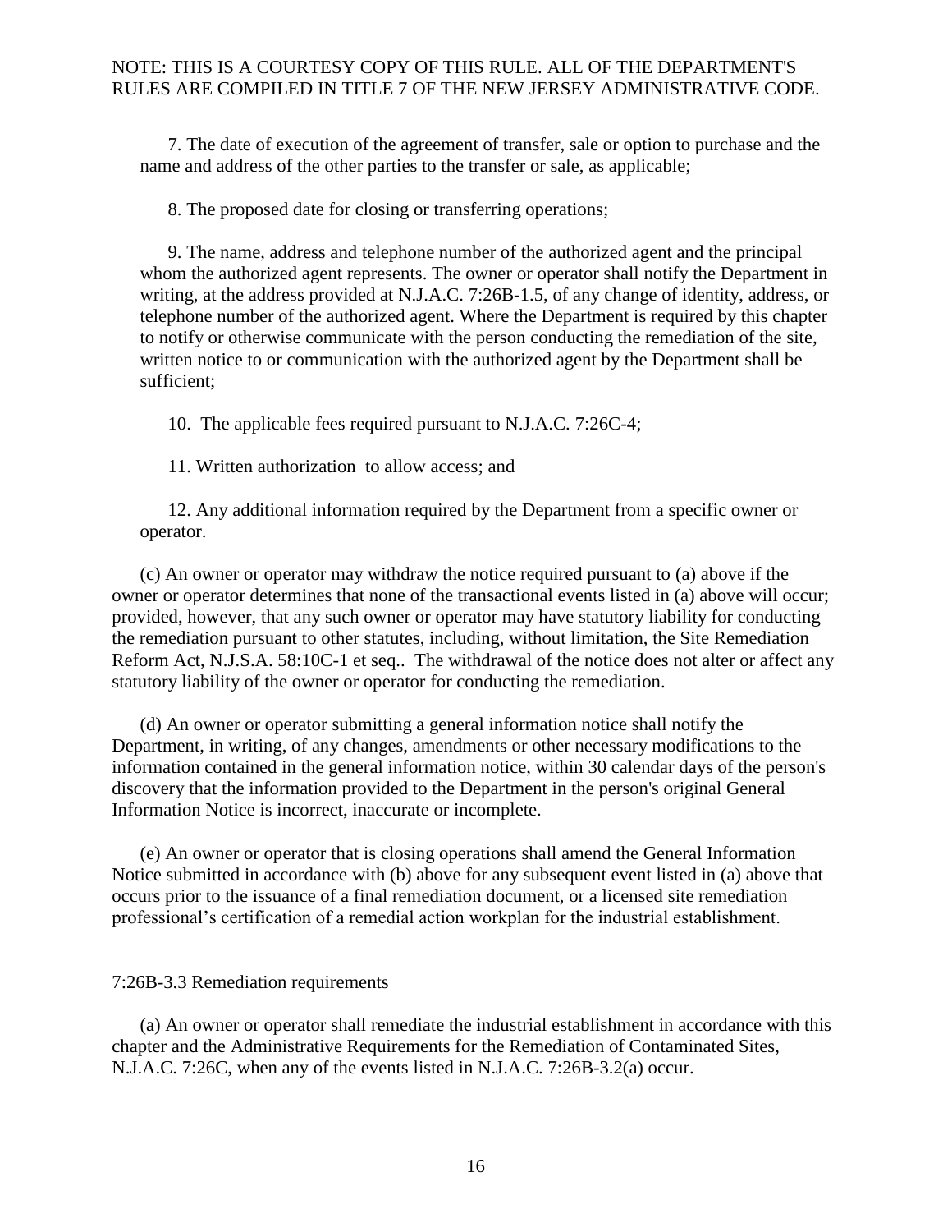7. The date of execution of the agreement of transfer, sale or option to purchase and the name and address of the other parties to the transfer or sale, as applicable;

8. The proposed date for closing or transferring operations;

9. The name, address and telephone number of the authorized agent and the principal whom the authorized agent represents. The owner or operator shall notify the Department in writing, at the address provided at N.J.A.C. 7:26B-1.5, of any change of identity, address, or telephone number of the authorized agent. Where the Department is required by this chapter to notify or otherwise communicate with the person conducting the remediation of the site, written notice to or communication with the authorized agent by the Department shall be sufficient;

10. The applicable fees required pursuant to N.J.A.C. 7:26C-4;

11. Written authorization to allow access; and

12. Any additional information required by the Department from a specific owner or operator.

(c) An owner or operator may withdraw the notice required pursuant to (a) above if the owner or operator determines that none of the transactional events listed in (a) above will occur; provided, however, that any such owner or operator may have statutory liability for conducting the remediation pursuant to other statutes, including, without limitation, the Site Remediation Reform Act, N.J.S.A. 58:10C-1 et seq.. The withdrawal of the notice does not alter or affect any statutory liability of the owner or operator for conducting the remediation.

(d) An owner or operator submitting a general information notice shall notify the Department, in writing, of any changes, amendments or other necessary modifications to the information contained in the general information notice, within 30 calendar days of the person's discovery that the information provided to the Department in the person's original General Information Notice is incorrect, inaccurate or incomplete.

(e) An owner or operator that is closing operations shall amend the General Information Notice submitted in accordance with (b) above for any subsequent event listed in (a) above that occurs prior to the issuance of a final remediation document, or a licensed site remediation professional's certification of a remedial action workplan for the industrial establishment.

7:26B-3.3 Remediation requirements

(a) An owner or operator shall remediate the industrial establishment in accordance with this chapter and the Administrative Requirements for the Remediation of Contaminated Sites, N.J.A.C. 7:26C, when any of the events listed in N.J.A.C. 7:26B-3.2(a) occur.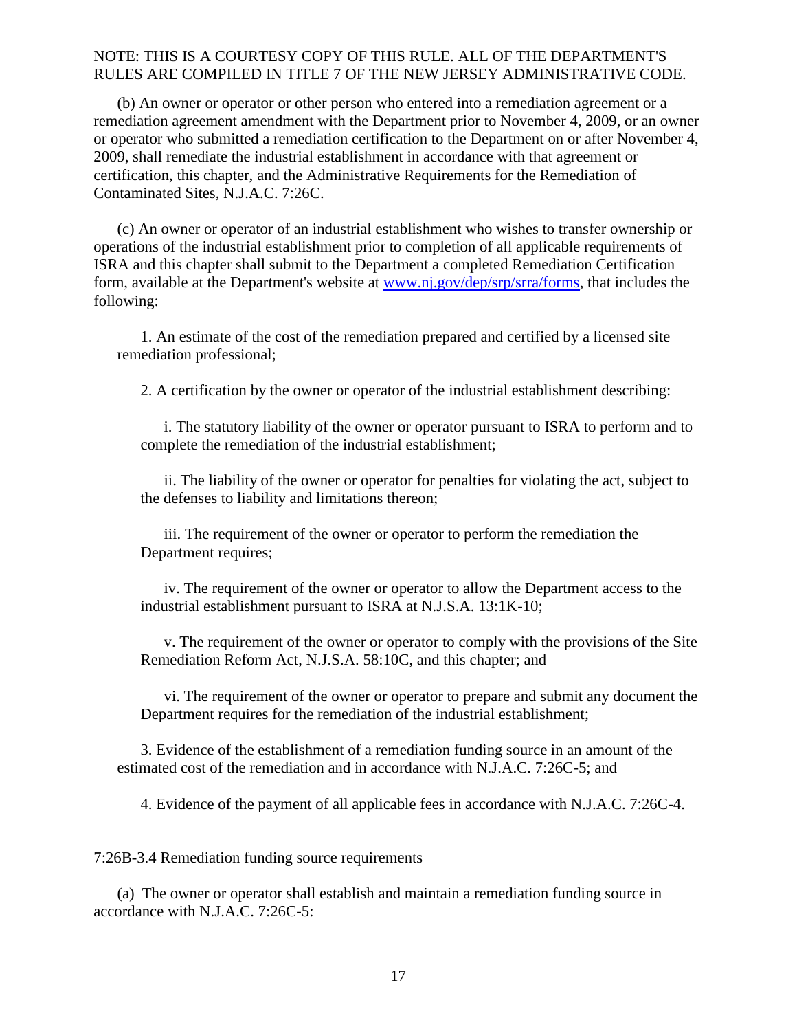NOTE: THIS IS A COURTESY COPY OF THIS RULE. ALL OF THE DEPARTMENT'S RULES ARE COMPILED IN TITLE 7 OF THE NEW JERSEY ADMINISTRATIVE CODE.

(b) An owner or operator or other person who entered into a remediation agreement or a remediation agreement amendment with the Department prior to November 4, 2009, or an owner or operator who submitted a remediation certification to the Department on or after November 4, 2009, shall remediate the industrial establishment in accordance with that agreement or certification, this chapter, and the Administrative Requirements for the Remediation of Contaminated Sites, N.J.A.C. 7:26C.

(c) An owner or operator of an industrial establishment who wishes to transfer ownership or operations of the industrial establishment prior to completion of all applicable requirements of ISRA and this chapter shall submit to the Department a completed Remediation Certification form, available at the Department's website at [www.nj.gov/dep/srp/srra/forms](www.nj.gov/dep/srp/srra/forms), that includes the following:

1. An estimate of the cost of the remediation prepared and certified by a licensed site remediation professional;

2. A certification by the owner or operator of the industrial establishment describing:

   i. The statutory liability of the owner or operator pursuant to ISRA to perform and to complete the remediation of the industrial establishment;

   ii. The liability of the owner or operator for penalties for violating the act, subject to the defenses to liability and limitations thereon;

   iii. The requirement of the owner or operator to perform the remediation the Department requires;

   iv. The requirement of the owner or operator to allow the Department access to the industrial establishment pursuant to ISRA at N.J.S.A. 13:1K-10;

   v. The requirement of the owner or operator to comply with the provisions of the Site Remediation Reform Act, N.J.S.A. 58:10C, and this chapter; and

   vi. The requirement of the owner or operator to prepare and submit any document the Department requires for the remediation of the industrial establishment;

3. Evidence of the establishment of a remediation funding source in an amount of the estimated cost of the remediation and in accordance with N.J.A.C. 7:26C-5; and

4. Evidence of the payment of all applicable fees in accordance with N.J.A.C. 7:26C-4.

7:26B-3.4 Remediation funding source requirements

(a) The owner or operator shall establish and maintain a remediation funding source in accordance with N.J.A.C. 7:26C-5: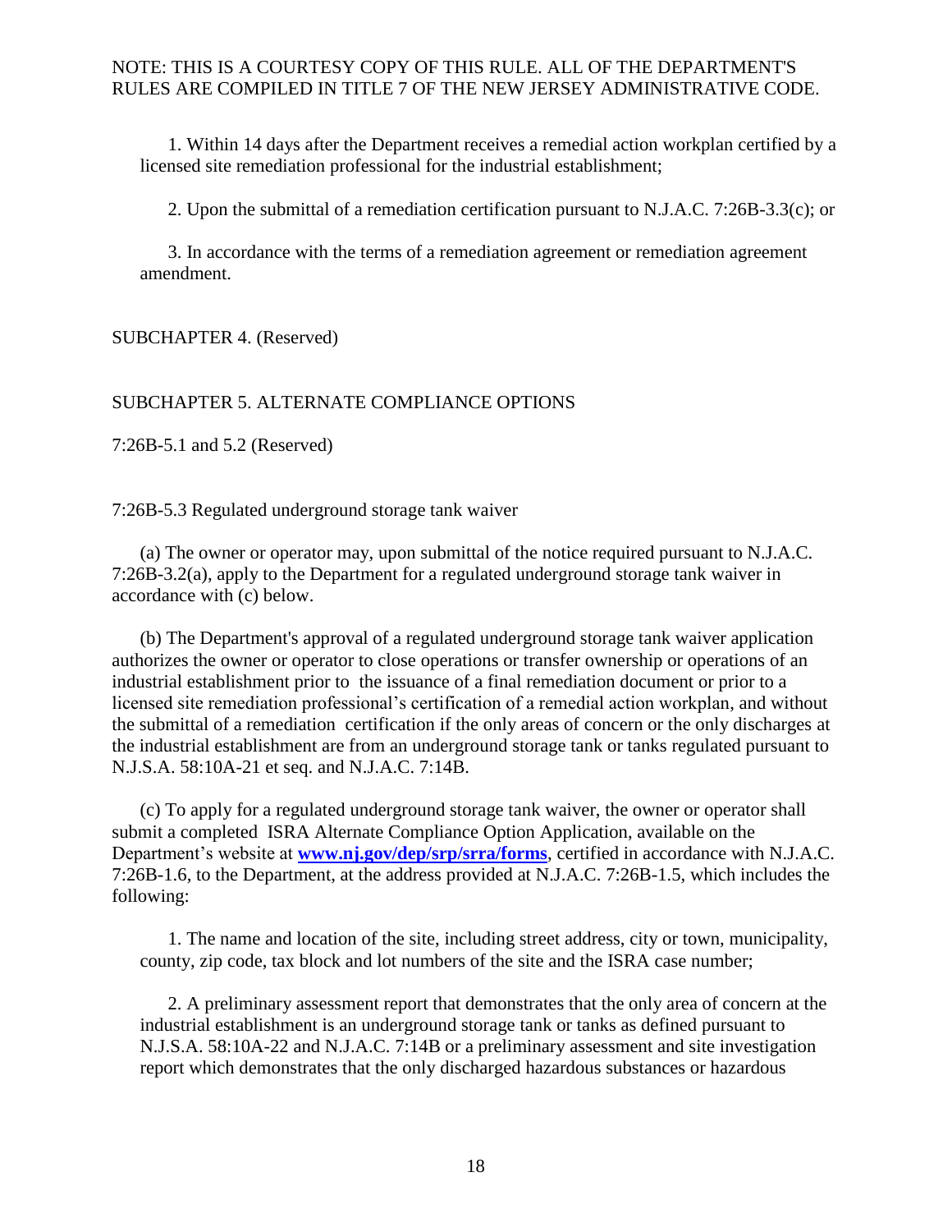1. Within 14 days after the Department receives a remedial action workplan certified by a licensed site remediation professional for the industrial establishment;

2. Upon the submittal of a remediation certification pursuant to N.J.A.C. 7:26B-3.3(c); or

3. In accordance with the terms of a remediation agreement or remediation agreement amendment.

SUBCHAPTER 4. (Reserved)

SUBCHAPTER 5. ALTERNATE COMPLIANCE OPTIONS

7:26B-5.1 and 5.2 (Reserved)

7:26B-5.3 Regulated underground storage tank waiver

(a) The owner or operator may, upon submittal of the notice required pursuant to N.J.A.C. 7:26B-3.2(a), apply to the Department for a regulated underground storage tank waiver in accordance with (c) below.

(b) The Department's approval of a regulated underground storage tank waiver application authorizes the owner or operator to close operations or transfer ownership or operations of an industrial establishment prior to the issuance of a final remediation document or prior to a licensed site remediation professional's certification of a remedial action workplan, and without the submittal of a remediation certification if the only areas of concern or the only discharges at the industrial establishment are from an underground storage tank or tanks regulated pursuant to N.J.S.A. 58:10A-21 et seq. and N.J.A.C. 7:14B.

(c) To apply for a regulated underground storage tank waiver, the owner or operator shall submit a completed ISRA Alternate Compliance Option Application, available on the Department's website at **www.nj.gov/dep/srp/srra/forms**, certified in accordance with N.J.A.C. 7:26B-1.6, to the Department, at the address provided at N.J.A.C. 7:26B-1.5, which includes the following:

1. The name and location of the site, including street address, city or town, municipality, county, zip code, tax block and lot numbers of the site and the ISRA case number;

2. A preliminary assessment report that demonstrates that the only area of concern at the industrial establishment is an underground storage tank or tanks as defined pursuant to N.J.S.A. 58:10A-22 and N.J.A.C. 7:14B or a preliminary assessment and site investigation report which demonstrates that the only discharged hazardous substances or hazardous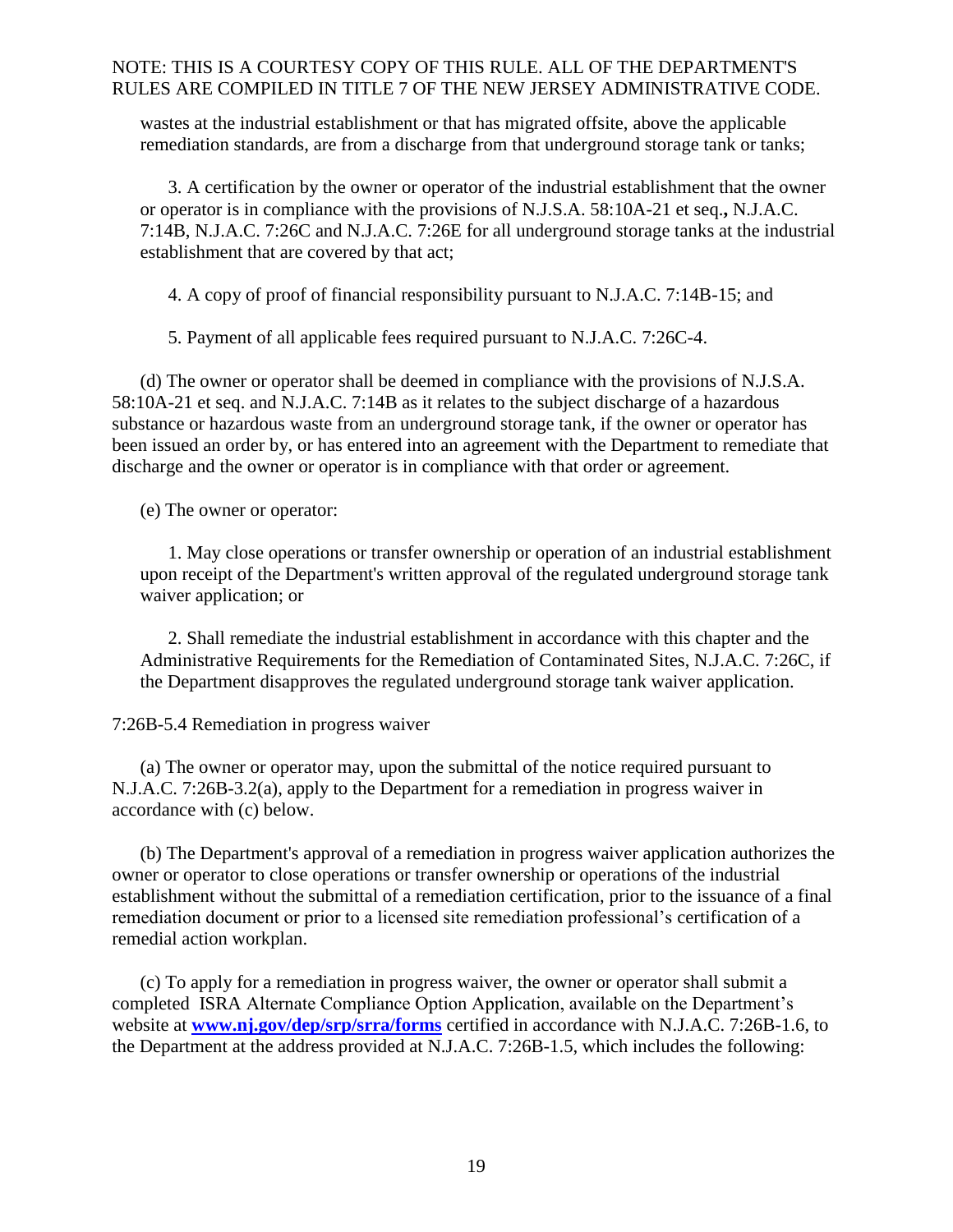wastes at the industrial establishment or that has migrated offsite, above the applicable remediation standards, are from a discharge from that underground storage tank or tanks;

3. A certification by the owner or operator of the industrial establishment that the owner or operator is in compliance with the provisions of N.J.S.A. 58:10A-21 et seq.**,** N.J.A.C. 7:14B, N.J.A.C. 7:26C and N.J.A.C. 7:26E for all underground storage tanks at the industrial establishment that are covered by that act;

4. A copy of proof of financial responsibility pursuant to N.J.A.C. 7:14B-15; and

5. Payment of all applicable fees required pursuant to N.J.A.C. 7:26C-4.

(d) The owner or operator shall be deemed in compliance with the provisions of N.J.S.A. 58:10A-21 et seq. and N.J.A.C. 7:14B as it relates to the subject discharge of a hazardous substance or hazardous waste from an underground storage tank, if the owner or operator has been issued an order by, or has entered into an agreement with the Department to remediate that discharge and the owner or operator is in compliance with that order or agreement.

(e) The owner or operator:

1. May close operations or transfer ownership or operation of an industrial establishment upon receipt of the Department's written approval of the regulated underground storage tank waiver application; or

2. Shall remediate the industrial establishment in accordance with this chapter and the Administrative Requirements for the Remediation of Contaminated Sites, N.J.A.C. 7:26C, if the Department disapproves the regulated underground storage tank waiver application.

7:26B-5.4 Remediation in progress waiver

(a) The owner or operator may, upon the submittal of the notice required pursuant to N.J.A.C. 7:26B-3.2(a), apply to the Department for a remediation in progress waiver in accordance with (c) below.

(b) The Department's approval of a remediation in progress waiver application authorizes the owner or operator to close operations or transfer ownership or operations of the industrial establishment without the submittal of a remediation certification, prior to the issuance of a final remediation document or prior to a licensed site remediation professional's certification of a remedial action workplan.

(c) To apply for a remediation in progress waiver, the owner or operator shall submit a completed ISRA Alternate Compliance Option Application, available on the Department's website at **www.nj.gov/dep/srp/srra/forms** certified in accordance with N.J.A.C. 7:26B-1.6, to the Department at the address provided at N.J.A.C. 7:26B-1.5, which includes the following: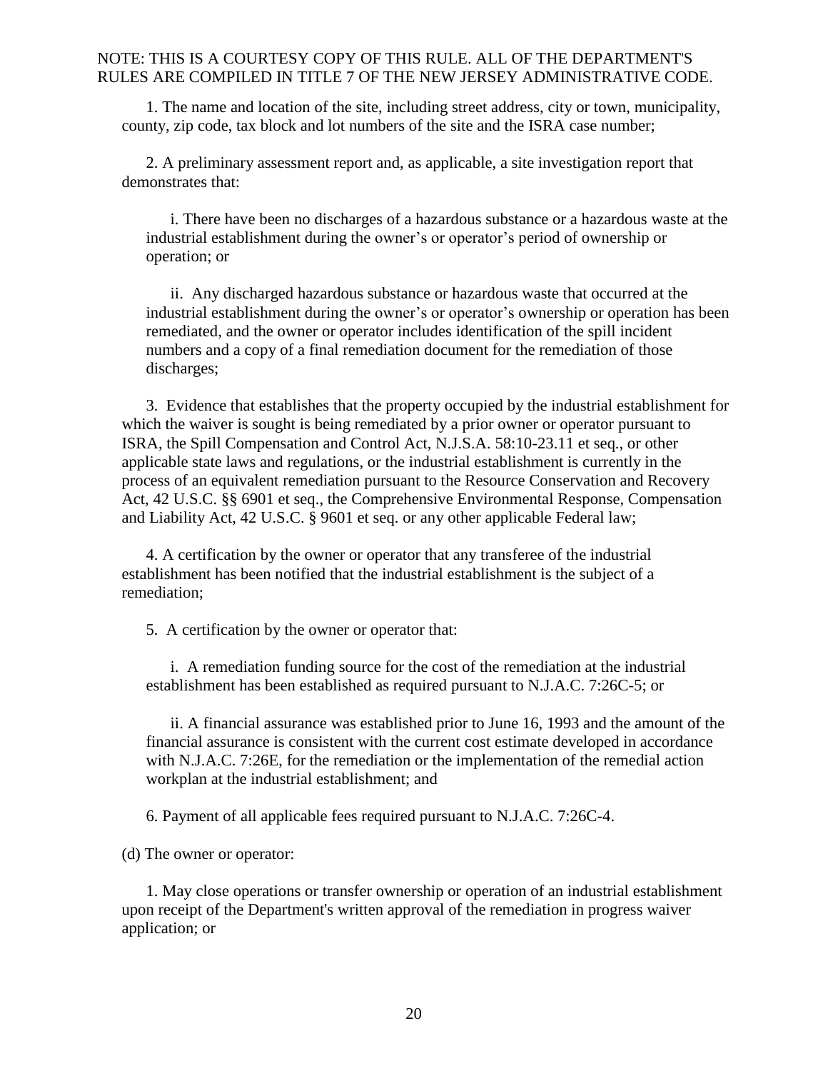1. The name and location of the site, including street address, city or town, municipality, county, zip code, tax block and lot numbers of the site and the ISRA case number;

2. A preliminary assessment report and, as applicable, a site investigation report that demonstrates that:

   i. There have been no discharges of a hazardous substance or a hazardous waste at the industrial establishment during the owner's or operator's period of ownership or operation; or

   ii. Any discharged hazardous substance or hazardous waste that occurred at the industrial establishment during the owner's or operator's ownership or operation has been remediated, and the owner or operator includes identification of the spill incident numbers and a copy of a final remediation document for the remediation of those discharges;

3. Evidence that establishes that the property occupied by the industrial establishment for which the waiver is sought is being remediated by a prior owner or operator pursuant to ISRA, the Spill Compensation and Control Act, N.J.S.A. 58:10-23.11 et seq., or other applicable state laws and regulations, or the industrial establishment is currently in the process of an equivalent remediation pursuant to the Resource Conservation and Recovery Act, 42 U.S.C. §§ 6901 et seq., the Comprehensive Environmental Response, Compensation and Liability Act, 42 U.S.C. § 9601 et seq. or any other applicable Federal law;

4. A certification by the owner or operator that any transferee of the industrial establishment has been notified that the industrial establishment is the subject of a remediation;

5. A certification by the owner or operator that:

   i. A remediation funding source for the cost of the remediation at the industrial establishment has been established as required pursuant to N.J.A.C. 7:26C-5; or

   ii. A financial assurance was established prior to June 16, 1993 and the amount of the financial assurance is consistent with the current cost estimate developed in accordance with N.J.A.C. 7:26E, for the remediation or the implementation of the remedial action workplan at the industrial establishment; and

6. Payment of all applicable fees required pursuant to N.J.A.C. 7:26C-4.

(d) The owner or operator:

1. May close operations or transfer ownership or operation of an industrial establishment upon receipt of the Department's written approval of the remediation in progress waiver application; or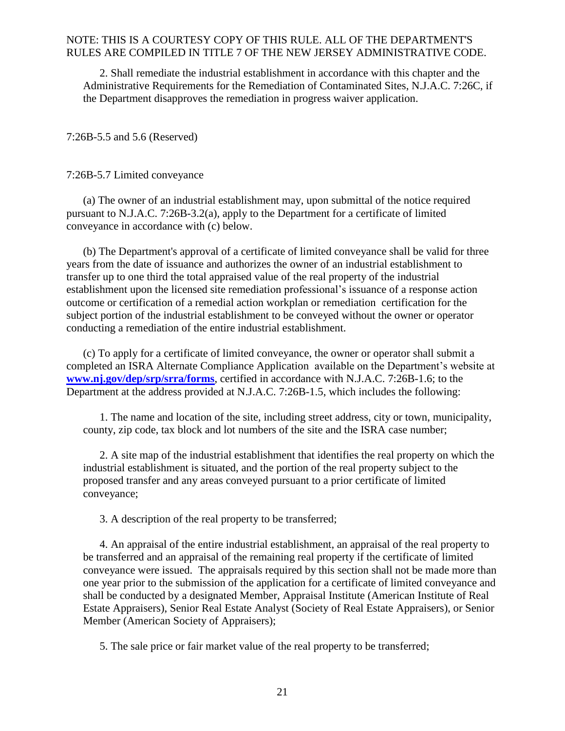2. Shall remediate the industrial establishment in accordance with this chapter and the Administrative Requirements for the Remediation of Contaminated Sites, N.J.A.C. 7:26C, if the Department disapproves the remediation in progress waiver application.

7:26B-5.5 and 5.6 (Reserved)

7:26B-5.7 Limited conveyance

(a) The owner of an industrial establishment may, upon submittal of the notice required pursuant to N.J.A.C. 7:26B-3.2(a), apply to the Department for a certificate of limited conveyance in accordance with (c) below.

(b) The Department's approval of a certificate of limited conveyance shall be valid for three years from the date of issuance and authorizes the owner of an industrial establishment to transfer up to one third the total appraised value of the real property of the industrial establishment upon the licensed site remediation professional's issuance of a response action outcome or certification of a remedial action workplan or remediation certification for the subject portion of the industrial establishment to be conveyed without the owner or operator conducting a remediation of the entire industrial establishment.

(c) To apply for a certificate of limited conveyance, the owner or operator shall submit a completed an ISRA Alternate Compliance Application available on the Department's website at **[www.nj.gov/dep/srp/srra/forms](www.nj.gov/dep/srp/srra/forms)**, certified in accordance with N.J.A.C. 7:26B-1.6; to the Department at the address provided at N.J.A.C. 7:26B-1.5, which includes the following:

1. The name and location of the site, including street address, city or town, municipality, county, zip code, tax block and lot numbers of the site and the ISRA case number;

2. A site map of the industrial establishment that identifies the real property on which the industrial establishment is situated, and the portion of the real property subject to the proposed transfer and any areas conveyed pursuant to a prior certificate of limited conveyance;

3. A description of the real property to be transferred;

4. An appraisal of the entire industrial establishment, an appraisal of the real property to be transferred and an appraisal of the remaining real property if the certificate of limited conveyance were issued. The appraisals required by this section shall not be made more than one year prior to the submission of the application for a certificate of limited conveyance and shall be conducted by a designated Member, Appraisal Institute (American Institute of Real Estate Appraisers), Senior Real Estate Analyst (Society of Real Estate Appraisers), or Senior Member (American Society of Appraisers);

5. The sale price or fair market value of the real property to be transferred;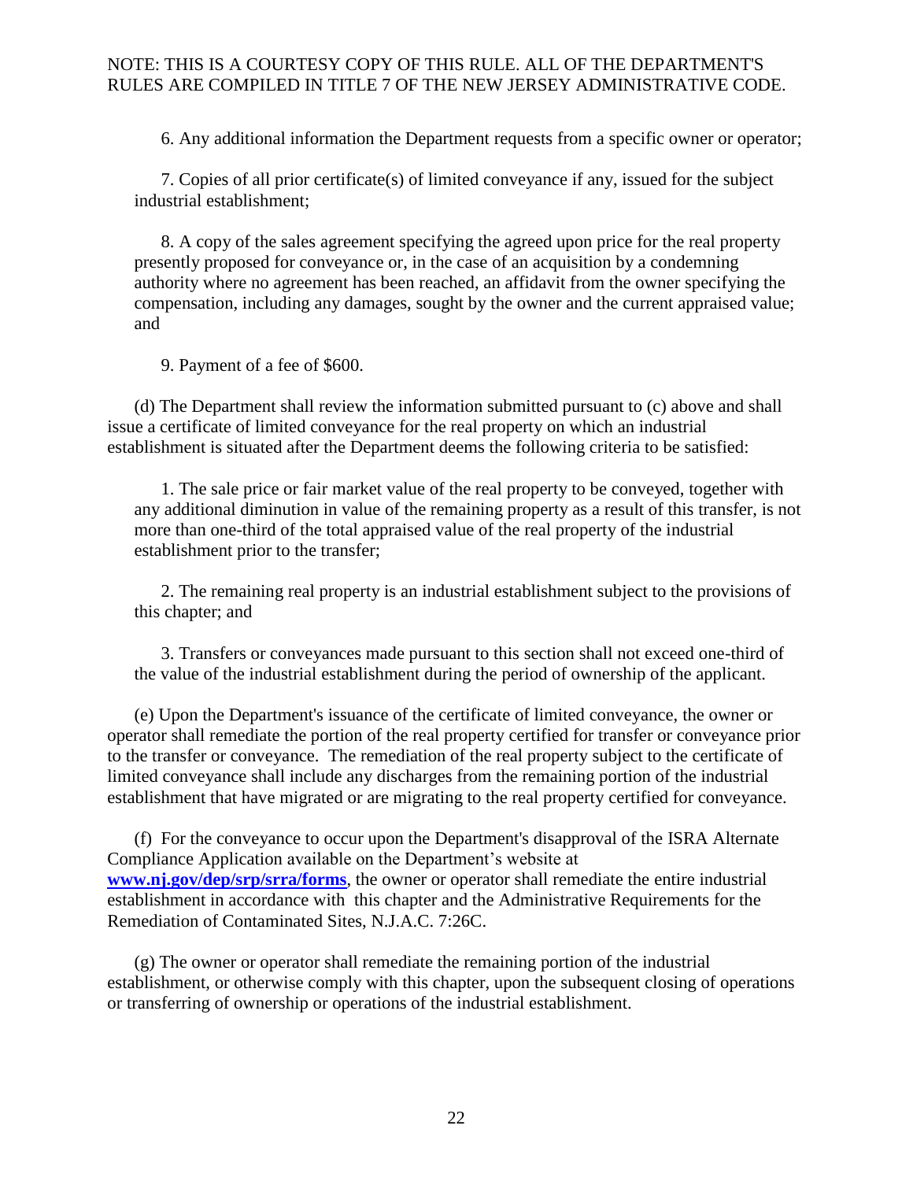6. Any additional information the Department requests from a specific owner or operator;

7. Copies of all prior certificate(s) of limited conveyance if any, issued for the subject industrial establishment;

8. A copy of the sales agreement specifying the agreed upon price for the real property presently proposed for conveyance or, in the case of an acquisition by a condemning authority where no agreement has been reached, an affidavit from the owner specifying the compensation, including any damages, sought by the owner and the current appraised value; and

9. Payment of a fee of $600.

(d) The Department shall review the information submitted pursuant to (c) above and shall issue a certificate of limited conveyance for the real property on which an industrial establishment is situated after the Department deems the following criteria to be satisfied:

1. The sale price or fair market value of the real property to be conveyed, together with any additional diminution in value of the remaining property as a result of this transfer, is not more than one-third of the total appraised value of the real property of the industrial establishment prior to the transfer;

2. The remaining real property is an industrial establishment subject to the provisions of this chapter; and

3. Transfers or conveyances made pursuant to this section shall not exceed one-third of the value of the industrial establishment during the period of ownership of the applicant.

(e) Upon the Department's issuance of the certificate of limited conveyance, the owner or operator shall remediate the portion of the real property certified for transfer or conveyance prior to the transfer or conveyance. The remediation of the real property subject to the certificate of limited conveyance shall include any discharges from the remaining portion of the industrial establishment that have migrated or are migrating to the real property certified for conveyance.

(f) For the conveyance to occur upon the Department's disapproval of the ISRA Alternate Compliance Application available on the Department's website at **www.nj.gov/dep/srp/srra/forms**, the owner or operator shall remediate the entire industrial establishment in accordance with this chapter and the Administrative Requirements for the Remediation of Contaminated Sites, N.J.A.C. 7:26C.

(g) The owner or operator shall remediate the remaining portion of the industrial establishment, or otherwise comply with this chapter, upon the subsequent closing of operations or transferring of ownership or operations of the industrial establishment.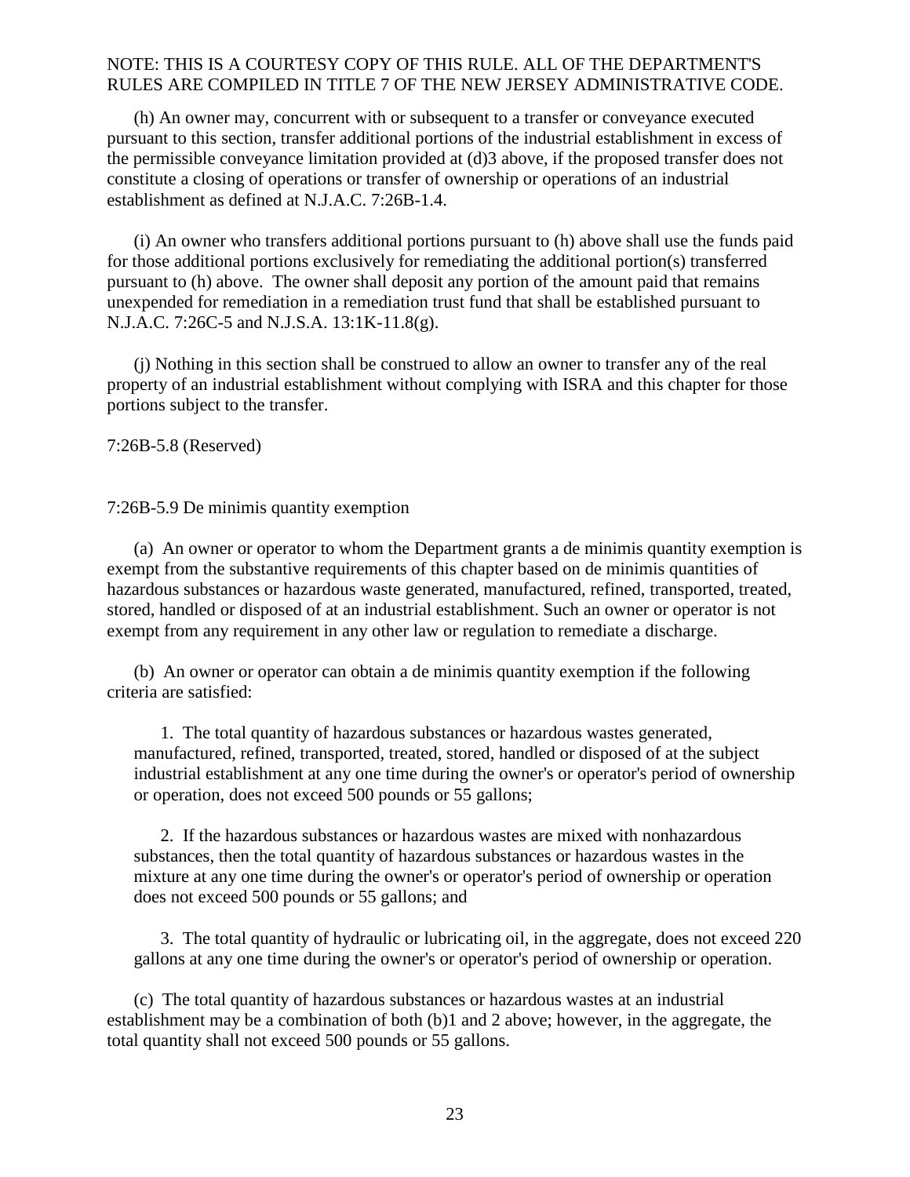(h) An owner may, concurrent with or subsequent to a transfer or conveyance executed pursuant to this section, transfer additional portions of the industrial establishment in excess of the permissible conveyance limitation provided at (d)3 above, if the proposed transfer does not constitute a closing of operations or transfer of ownership or operations of an industrial establishment as defined at N.J.A.C. 7:26B-1.4.

(i) An owner who transfers additional portions pursuant to (h) above shall use the funds paid for those additional portions exclusively for remediating the additional portion(s) transferred pursuant to (h) above. The owner shall deposit any portion of the amount paid that remains unexpended for remediation in a remediation trust fund that shall be established pursuant to N.J.A.C. 7:26C-5 and N.J.S.A. 13:1K-11.8(g).

(j) Nothing in this section shall be construed to allow an owner to transfer any of the real property of an industrial establishment without complying with ISRA and this chapter for those portions subject to the transfer.

7:26B-5.8 (Reserved)

7:26B-5.9 De minimis quantity exemption

(a) An owner or operator to whom the Department grants a de minimis quantity exemption is exempt from the substantive requirements of this chapter based on de minimis quantities of hazardous substances or hazardous waste generated, manufactured, refined, transported, treated, stored, handled or disposed of at an industrial establishment. Such an owner or operator is not exempt from any requirement in any other law or regulation to remediate a discharge.

(b) An owner or operator can obtain a de minimis quantity exemption if the following criteria are satisfied:

1. The total quantity of hazardous substances or hazardous wastes generated, manufactured, refined, transported, treated, stored, handled or disposed of at the subject industrial establishment at any one time during the owner's or operator's period of ownership or operation, does not exceed 500 pounds or 55 gallons;

2. If the hazardous substances or hazardous wastes are mixed with nonhazardous substances, then the total quantity of hazardous substances or hazardous wastes in the mixture at any one time during the owner's or operator's period of ownership or operation does not exceed 500 pounds or 55 gallons; and

3. The total quantity of hydraulic or lubricating oil, in the aggregate, does not exceed 220 gallons at any one time during the owner's or operator's period of ownership or operation.

(c) The total quantity of hazardous substances or hazardous wastes at an industrial establishment may be a combination of both (b)1 and 2 above; however, in the aggregate, the total quantity shall not exceed 500 pounds or 55 gallons.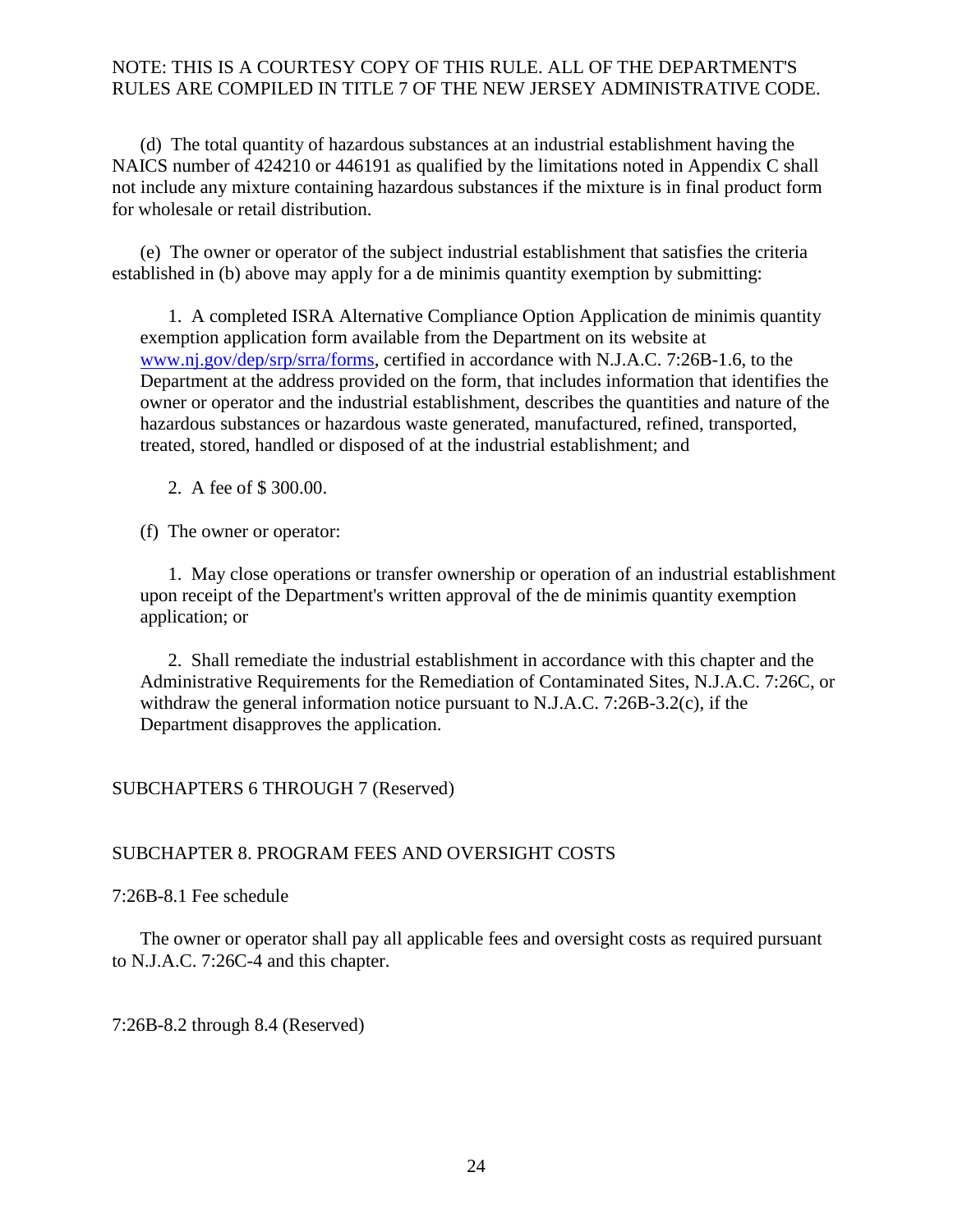NOTE: THIS IS A COURTESY COPY OF THIS RULE. ALL OF THE DEPARTMENT'S RULES ARE COMPILED IN TITLE 7 OF THE NEW JERSEY ADMINISTRATIVE CODE.

(d) The total quantity of hazardous substances at an industrial establishment having the NAICS number of 424210 or 446191 as qualified by the limitations noted in Appendix C shall not include any mixture containing hazardous substances if the mixture is in final product form for wholesale or retail distribution.

(e) The owner or operator of the subject industrial establishment that satisfies the criteria established in (b) above may apply for a de minimis quantity exemption by submitting:

1. A completed ISRA Alternative Compliance Option Application de minimis quantity exemption application form available from the Department on its website at www.nj.gov/dep/srp/srra/forms, certified in accordance with N.J.A.C. 7:26B-1.6, to the Department at the address provided on the form, that includes information that identifies the owner or operator and the industrial establishment, describes the quantities and nature of the hazardous substances or hazardous waste generated, manufactured, refined, transported, treated, stored, handled or disposed of at the industrial establishment; and

2. A fee of $ 300.00.

(f) The owner or operator:

1. May close operations or transfer ownership or operation of an industrial establishment upon receipt of the Department's written approval of the de minimis quantity exemption application; or

2. Shall remediate the industrial establishment in accordance with this chapter and the Administrative Requirements for the Remediation of Contaminated Sites, N.J.A.C. 7:26C, or withdraw the general information notice pursuant to N.J.A.C. 7:26B-3.2(c), if the Department disapproves the application.

## SUBCHAPTERS 6 THROUGH 7 (Reserved)

## SUBCHAPTER 8. PROGRAM FEES AND OVERSIGHT COSTS

### 7:26B-8.1 Fee schedule

The owner or operator shall pay all applicable fees and oversight costs as required pursuant to N.J.A.C. 7:26C-4 and this chapter.

### 7:26B-8.2 through 8.4 (Reserved)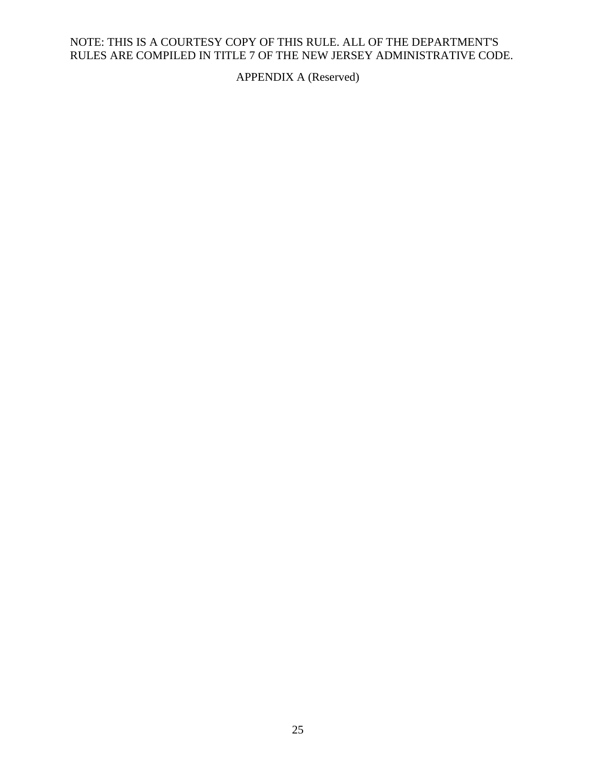APPENDIX A (Reserved)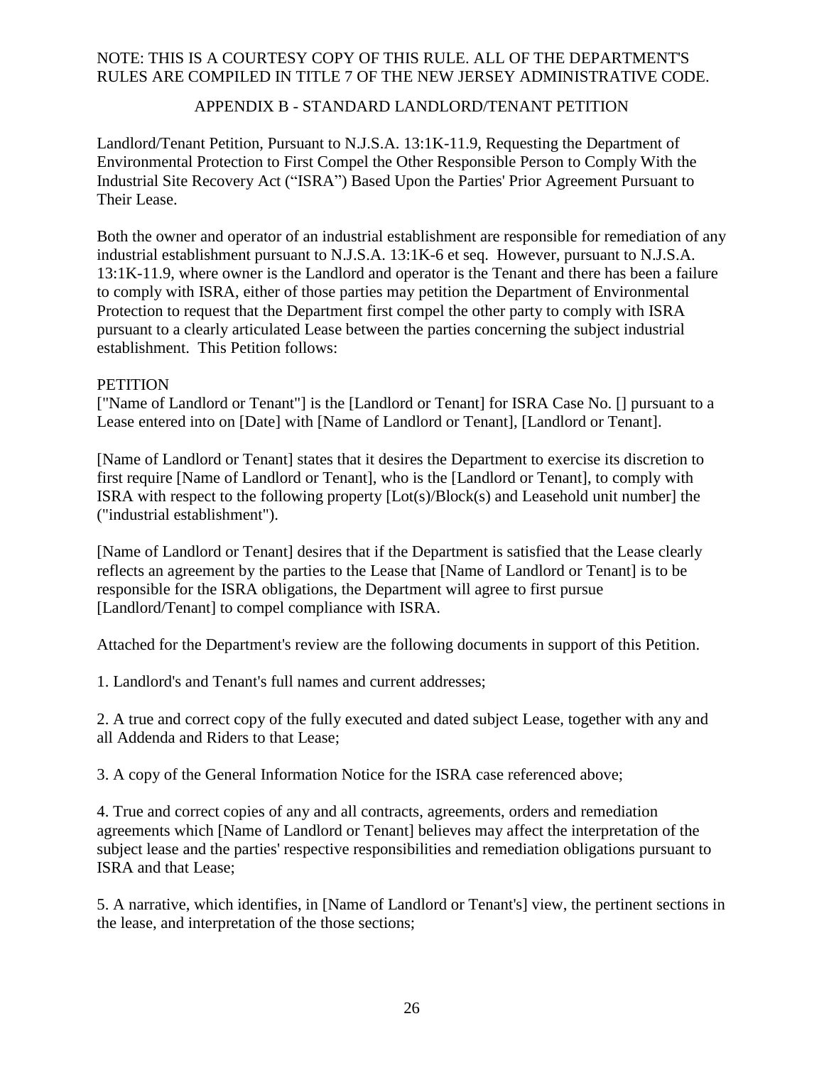NOTE: THIS IS A COURTESY COPY OF THIS RULE. ALL OF THE DEPARTMENT'S RULES ARE COMPILED IN TITLE 7 OF THE NEW JERSEY ADMINISTRATIVE CODE.

## APPENDIX B - STANDARD LANDLORD/TENANT PETITION

Landlord/Tenant Petition, Pursuant to N.J.S.A. 13:1K-11.9, Requesting the Department of Environmental Protection to First Compel the Other Responsible Person to Comply With the Industrial Site Recovery Act ("ISRA") Based Upon the Parties' Prior Agreement Pursuant to Their Lease.

Both the owner and operator of an industrial establishment are responsible for remediation of any industrial establishment pursuant to N.J.S.A. 13:1K-6 et seq. However, pursuant to N.J.S.A. 13:1K-11.9, where owner is the Landlord and operator is the Tenant and there has been a failure to comply with ISRA, either of those parties may petition the Department of Environmental Protection to request that the Department first compel the other party to comply with ISRA pursuant to a clearly articulated Lease between the parties concerning the subject industrial establishment. This Petition follows:

PETITION

["Name of Landlord or Tenant"] is the [Landlord or Tenant] for ISRA Case No. [] pursuant to a Lease entered into on [Date] with [Name of Landlord or Tenant], [Landlord or Tenant].

[Name of Landlord or Tenant] states that it desires the Department to exercise its discretion to first require [Name of Landlord or Tenant], who is the [Landlord or Tenant], to comply with ISRA with respect to the following property [Lot(s)/Block(s) and Leasehold unit number] the ("industrial establishment").

[Name of Landlord or Tenant] desires that if the Department is satisfied that the Lease clearly reflects an agreement by the parties to the Lease that [Name of Landlord or Tenant] is to be responsible for the ISRA obligations, the Department will agree to first pursue [Landlord/Tenant] to compel compliance with ISRA.

Attached for the Department's review are the following documents in support of this Petition.

1. Landlord's and Tenant's full names and current addresses;

2. A true and correct copy of the fully executed and dated subject Lease, together with any and all Addenda and Riders to that Lease;

3. A copy of the General Information Notice for the ISRA case referenced above;

4. True and correct copies of any and all contracts, agreements, orders and remediation agreements which [Name of Landlord or Tenant] believes may affect the interpretation of the subject lease and the parties' respective responsibilities and remediation obligations pursuant to ISRA and that Lease;

5. A narrative, which identifies, in [Name of Landlord or Tenant's] view, the pertinent sections in the lease, and interpretation of the those sections;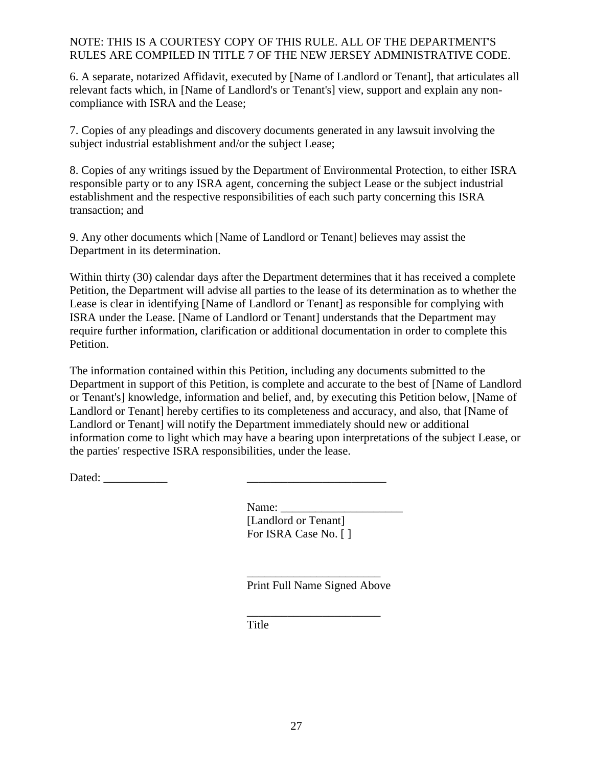NOTE: THIS IS A COURTESY COPY OF THIS RULE. ALL OF THE DEPARTMENT'S RULES ARE COMPILED IN TITLE 7 OF THE NEW JERSEY ADMINISTRATIVE CODE.

6. A separate, notarized Affidavit, executed by [Name of Landlord or Tenant], that articulates all relevant facts which, in [Name of Landlord's or Tenant's] view, support and explain any non-compliance with ISRA and the Lease;

7. Copies of any pleadings and discovery documents generated in any lawsuit involving the subject industrial establishment and/or the subject Lease;

8. Copies of any writings issued by the Department of Environmental Protection, to either ISRA responsible party or to any ISRA agent, concerning the subject Lease or the subject industrial establishment and the respective responsibilities of each such party concerning this ISRA transaction; and

9. Any other documents which [Name of Landlord or Tenant] believes may assist the Department in its determination.

Within thirty (30) calendar days after the Department determines that it has received a complete Petition, the Department will advise all parties to the lease of its determination as to whether the Lease is clear in identifying [Name of Landlord or Tenant] as responsible for complying with ISRA under the Lease. [Name of Landlord or Tenant] understands that the Department may require further information, clarification or additional documentation in order to complete this Petition.

The information contained within this Petition, including any documents submitted to the Department in support of this Petition, is complete and accurate to the best of [Name of Landlord or Tenant's] knowledge, information and belief, and, by executing this Petition below, [Name of Landlord or Tenant] hereby certifies to its completeness and accuracy, and also, that [Name of Landlord or Tenant] will notify the Department immediately should new or additional information come to light which may have a bearing upon interpretations of the subject Lease, or the parties' respective ISRA responsibilities, under the lease.

Dated: ___________ ________________________

Name: _____________________
[Landlord or Tenant]
For ISRA Case No. [ ]

_______________________
Print Full Name Signed Above

_______________________
Title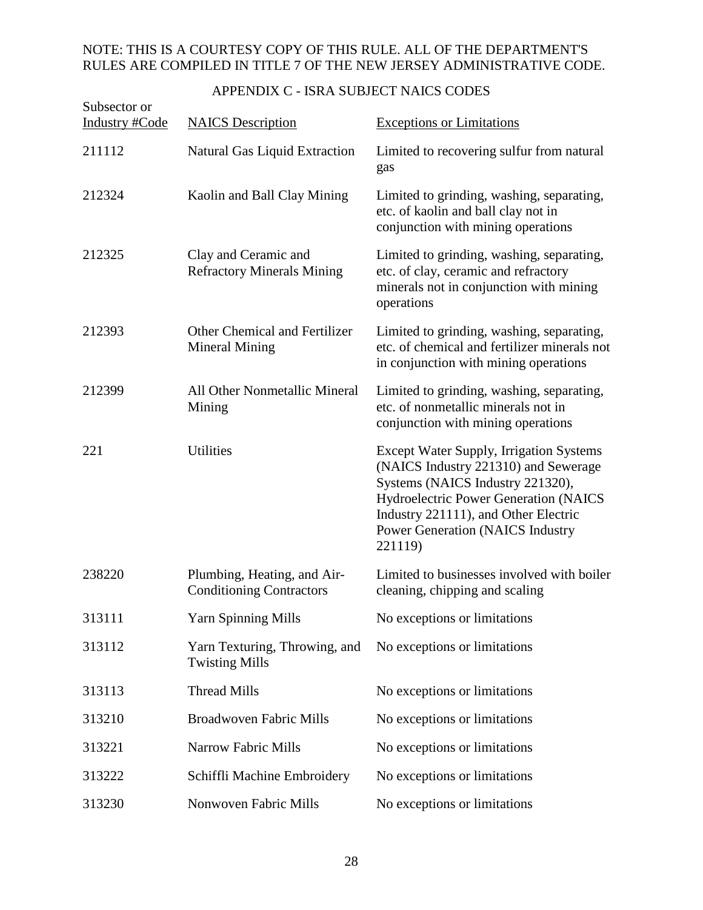NOTE: THIS IS A COURTESY COPY OF THIS RULE. ALL OF THE DEPARTMENT'S RULES ARE COMPILED IN TITLE 7 OF THE NEW JERSEY ADMINISTRATIVE CODE.

## APPENDIX C - ISRA SUBJECT NAICS CODES

| Subsector or Industry #Code | NAICS Description | Exceptions or Limitations |
|---|---|---|
| 211112 | Natural Gas Liquid Extraction | Limited to recovering sulfur from natural gas |
| 212324 | Kaolin and Ball Clay Mining | Limited to grinding, washing, separating, etc. of kaolin and ball clay not in conjunction with mining operations |
| 212325 | Clay and Ceramic and Refractory Minerals Mining | Limited to grinding, washing, separating, etc. of clay, ceramic and refractory minerals not in conjunction with mining operations |
| 212393 | Other Chemical and Fertilizer Mineral Mining | Limited to grinding, washing, separating, etc. of chemical and fertilizer minerals not in conjunction with mining operations |
| 212399 | All Other Nonmetallic Mineral Mining | Limited to grinding, washing, separating, etc. of nonmetallic minerals not in conjunction with mining operations |
| 221 | Utilities | Except Water Supply, Irrigation Systems (NAICS Industry 221310) and Sewerage Systems (NAICS Industry 221320), Hydroelectric Power Generation (NAICS Industry 221111), and Other Electric Power Generation (NAICS Industry 221119) |
| 238220 | Plumbing, Heating, and Air-Conditioning Contractors | Limited to businesses involved with boiler cleaning, chipping and scaling |
| 313111 | Yarn Spinning Mills | No exceptions or limitations |
| 313112 | Yarn Texturing, Throwing, and Twisting Mills | No exceptions or limitations |
| 313113 | Thread Mills | No exceptions or limitations |
| 313210 | Broadwoven Fabric Mills | No exceptions or limitations |
| 313221 | Narrow Fabric Mills | No exceptions or limitations |
| 313222 | Schiffli Machine Embroidery | No exceptions or limitations |
| 313230 | Nonwoven Fabric Mills | No exceptions or limitations |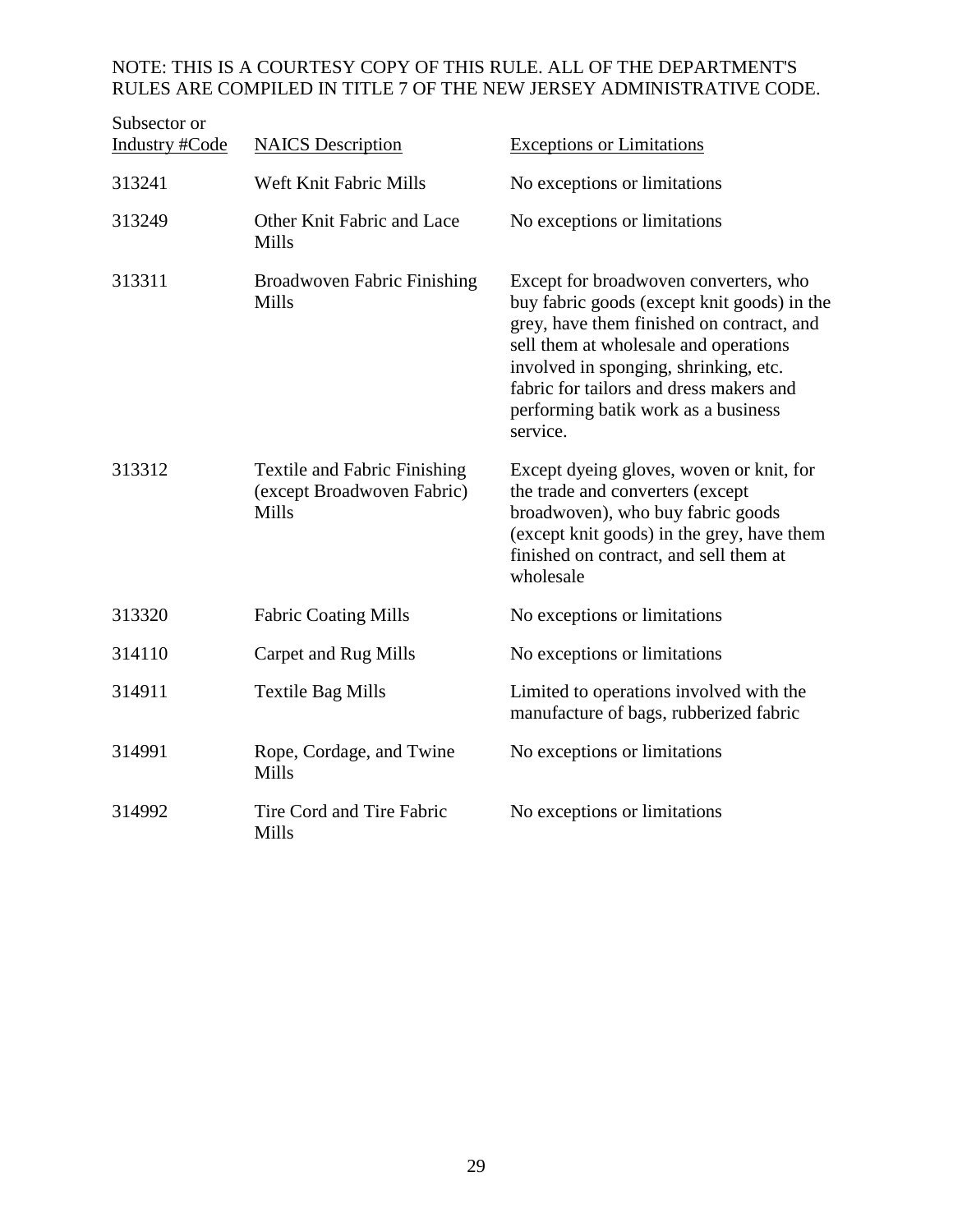NOTE: THIS IS A COURTESY COPY OF THIS RULE. ALL OF THE DEPARTMENT'S RULES ARE COMPILED IN TITLE 7 OF THE NEW JERSEY ADMINISTRATIVE CODE.

| Subsector or Industry #Code | NAICS Description | Exceptions or Limitations |
|---|---|---|
| 313241 | Weft Knit Fabric Mills | No exceptions or limitations |
| 313249 | Other Knit Fabric and Lace Mills | No exceptions or limitations |
| 313311 | Broadwoven Fabric Finishing Mills | Except for broadwoven converters, who buy fabric goods (except knit goods) in the grey, have them finished on contract, and sell them at wholesale and operations involved in sponging, shrinking, etc. fabric for tailors and dress makers and performing batik work as a business service. |
| 313312 | Textile and Fabric Finishing (except Broadwoven Fabric) Mills | Except dyeing gloves, woven or knit, for the trade and converters (except broadwoven), who buy fabric goods (except knit goods) in the grey, have them finished on contract, and sell them at wholesale |
| 313320 | Fabric Coating Mills | No exceptions or limitations |
| 314110 | Carpet and Rug Mills | No exceptions or limitations |
| 314911 | Textile Bag Mills | Limited to operations involved with the manufacture of bags, rubberized fabric |
| 314991 | Rope, Cordage, and Twine Mills | No exceptions or limitations |
| 314992 | Tire Cord and Tire Fabric Mills | No exceptions or limitations |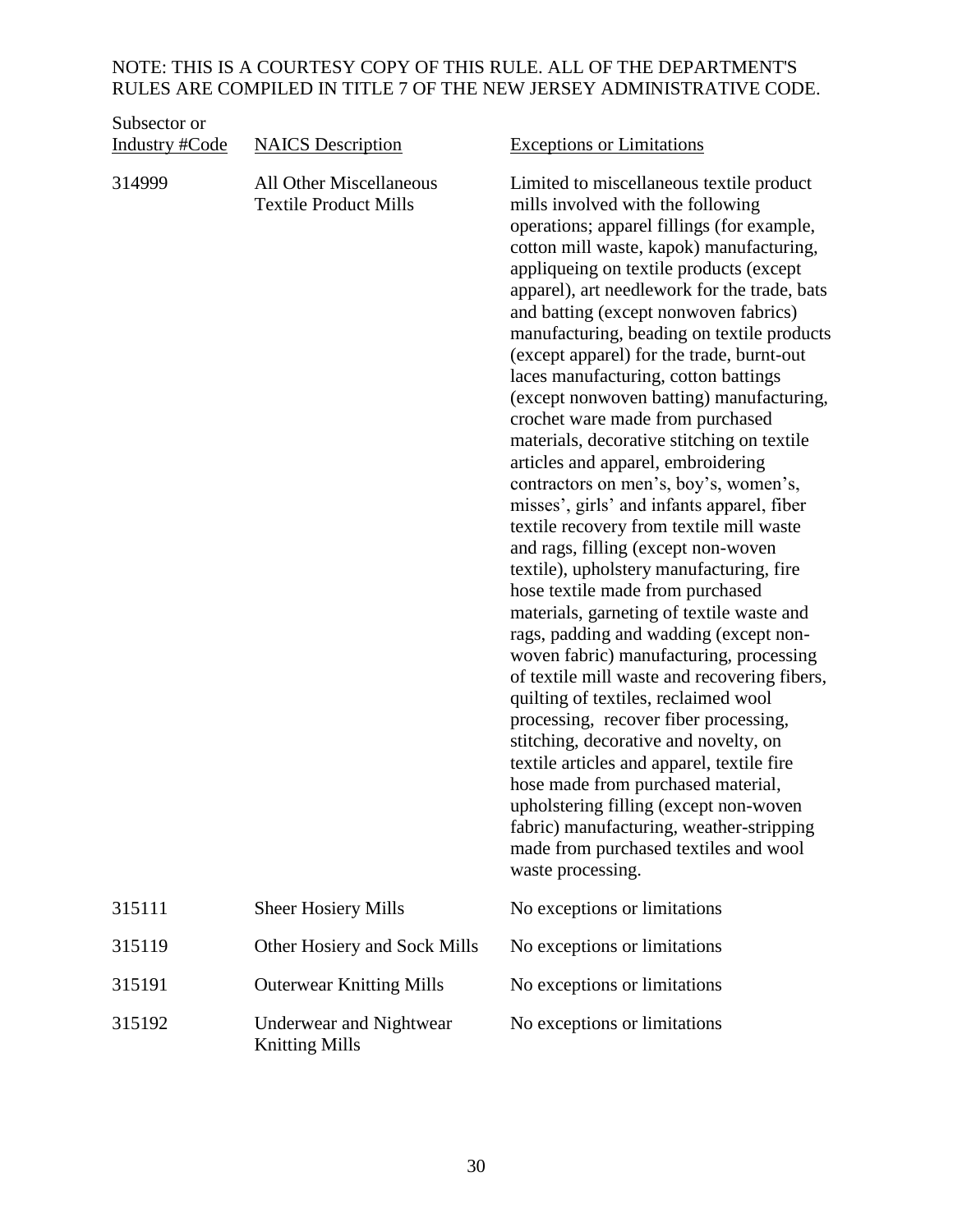NOTE: THIS IS A COURTESY COPY OF THIS RULE. ALL OF THE DEPARTMENT'S RULES ARE COMPILED IN TITLE 7 OF THE NEW JERSEY ADMINISTRATIVE CODE.

| Subsector or Industry #Code | NAICS Description | Exceptions or Limitations |
|---|---|---|
| 314999 | All Other Miscellaneous Textile Product Mills | Limited to miscellaneous textile product mills involved with the following operations; apparel fillings (for example, cotton mill waste, kapok) manufacturing, appliqueing on textile products (except apparel), art needlework for the trade, bats and batting (except nonwoven fabrics) manufacturing, beading on textile products (except apparel) for the trade, burnt-out laces manufacturing, cotton battings (except nonwoven batting) manufacturing, crochet ware made from purchased materials, decorative stitching on textile articles and apparel, embroidering contractors on men's, boy's, women's, misses', girls' and infants apparel, fiber textile recovery from textile mill waste and rags, filling (except non-woven textile), upholstery manufacturing, fire hose textile made from purchased materials, garneting of textile waste and rags, padding and wadding (except non-woven fabric) manufacturing, processing of textile mill waste and recovering fibers, quilting of textiles, reclaimed wool processing, recover fiber processing, stitching, decorative and novelty, on textile articles and apparel, textile fire hose made from purchased material, upholstering filling (except non-woven fabric) manufacturing, weather-stripping made from purchased textiles and wool waste processing. |
| 315111 | Sheer Hosiery Mills | No exceptions or limitations |
| 315119 | Other Hosiery and Sock Mills | No exceptions or limitations |
| 315191 | Outerwear Knitting Mills | No exceptions or limitations |
| 315192 | Underwear and Nightwear Knitting Mills | No exceptions or limitations |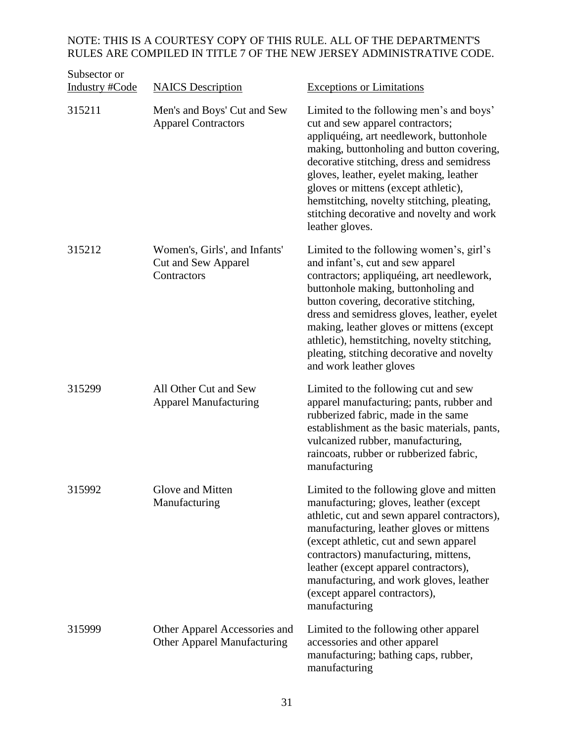NOTE: THIS IS A COURTESY COPY OF THIS RULE. ALL OF THE DEPARTMENT'S RULES ARE COMPILED IN TITLE 7 OF THE NEW JERSEY ADMINISTRATIVE CODE.

| Subsector or Industry #Code | NAICS Description | Exceptions or Limitations |
|---|---|---|
| 315211 | Men's and Boys' Cut and Sew Apparel Contractors | Limited to the following men's and boys' cut and sew apparel contractors; appliquéing, art needlework, buttonhole making, buttonholing and button covering, decorative stitching, dress and semidress gloves, leather, eyelet making, leather gloves or mittens (except athletic), hemstitching, novelty stitching, pleating, stitching decorative and novelty and work leather gloves. |
| 315212 | Women's, Girls', and Infants' Cut and Sew Apparel Contractors | Limited to the following women's, girl's and infant's, cut and sew apparel contractors; appliquéing, art needlework, buttonhole making, buttonholing and button covering, decorative stitching, dress and semidress gloves, leather, eyelet making, leather gloves or mittens (except athletic), hemstitching, novelty stitching, pleating, stitching decorative and novelty and work leather gloves |
| 315299 | All Other Cut and Sew Apparel Manufacturing | Limited to the following cut and sew apparel manufacturing; pants, rubber and rubberized fabric, made in the same establishment as the basic materials, pants, vulcanized rubber, manufacturing, raincoats, rubber or rubberized fabric, manufacturing |
| 315992 | Glove and Mitten Manufacturing | Limited to the following glove and mitten manufacturing; gloves, leather (except athletic, cut and sewn apparel contractors), manufacturing, leather gloves or mittens (except athletic, cut and sewn apparel contractors) manufacturing, mittens, leather (except apparel contractors), manufacturing, and work gloves, leather (except apparel contractors), manufacturing |
| 315999 | Other Apparel Accessories and Other Apparel Manufacturing | Limited to the following other apparel accessories and other apparel manufacturing; bathing caps, rubber, manufacturing |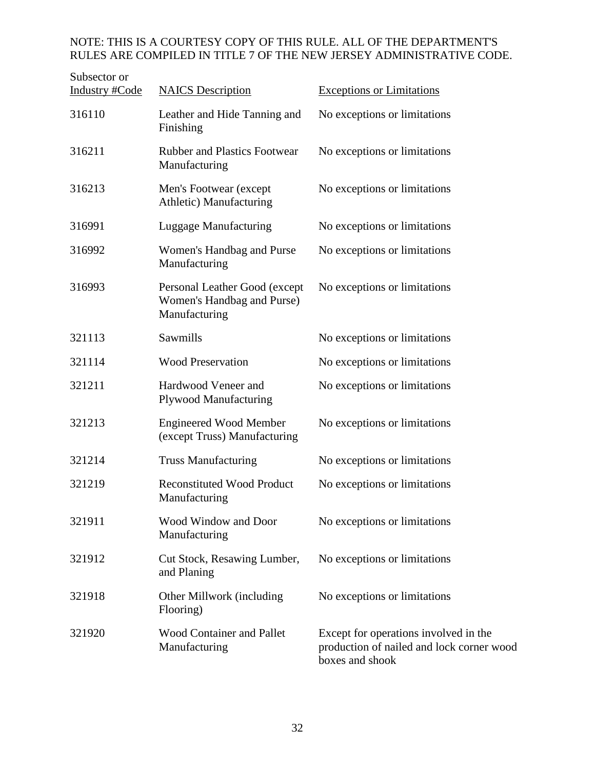NOTE: THIS IS A COURTESY COPY OF THIS RULE. ALL OF THE DEPARTMENT'S RULES ARE COMPILED IN TITLE 7 OF THE NEW JERSEY ADMINISTRATIVE CODE.

| Subsector or Industry #Code | NAICS Description | Exceptions or Limitations |
|---|---|---|
| 316110 | Leather and Hide Tanning and Finishing | No exceptions or limitations |
| 316211 | Rubber and Plastics Footwear Manufacturing | No exceptions or limitations |
| 316213 | Men's Footwear (except Athletic) Manufacturing | No exceptions or limitations |
| 316991 | Luggage Manufacturing | No exceptions or limitations |
| 316992 | Women's Handbag and Purse Manufacturing | No exceptions or limitations |
| 316993 | Personal Leather Good (except Women's Handbag and Purse) Manufacturing | No exceptions or limitations |
| 321113 | Sawmills | No exceptions or limitations |
| 321114 | Wood Preservation | No exceptions or limitations |
| 321211 | Hardwood Veneer and Plywood Manufacturing | No exceptions or limitations |
| 321213 | Engineered Wood Member (except Truss) Manufacturing | No exceptions or limitations |
| 321214 | Truss Manufacturing | No exceptions or limitations |
| 321219 | Reconstituted Wood Product Manufacturing | No exceptions or limitations |
| 321911 | Wood Window and Door Manufacturing | No exceptions or limitations |
| 321912 | Cut Stock, Resawing Lumber, and Planing | No exceptions or limitations |
| 321918 | Other Millwork (including Flooring) | No exceptions or limitations |
| 321920 | Wood Container and Pallet Manufacturing | Except for operations involved in the production of nailed and lock corner wood boxes and shook |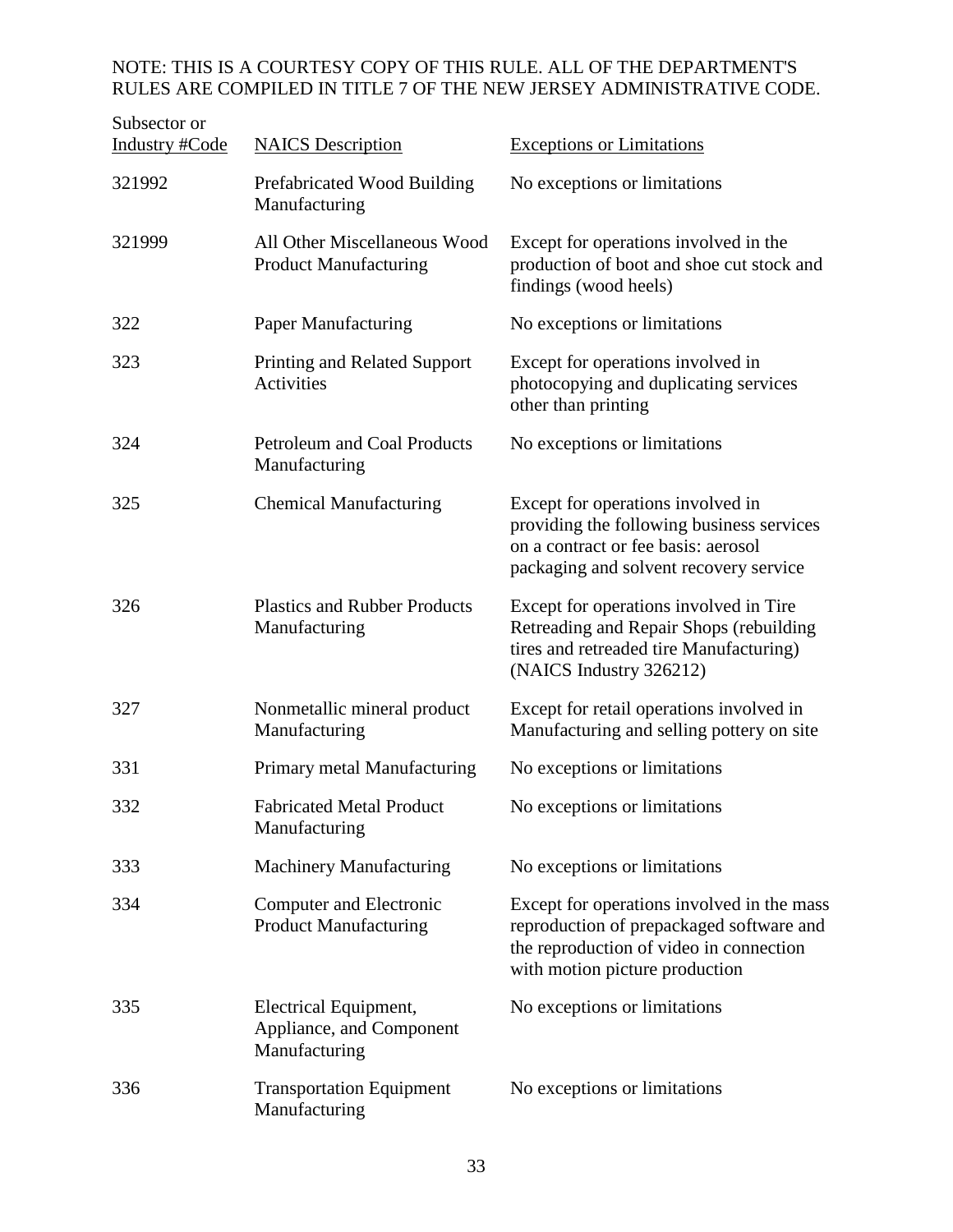NOTE: THIS IS A COURTESY COPY OF THIS RULE. ALL OF THE DEPARTMENT'S RULES ARE COMPILED IN TITLE 7 OF THE NEW JERSEY ADMINISTRATIVE CODE.

| Subsector or Industry #Code | NAICS Description | Exceptions or Limitations |
|---|---|---|
| 321992 | Prefabricated Wood Building Manufacturing | No exceptions or limitations |
| 321999 | All Other Miscellaneous Wood Product Manufacturing | Except for operations involved in the production of boot and shoe cut stock and findings (wood heels) |
| 322 | Paper Manufacturing | No exceptions or limitations |
| 323 | Printing and Related Support Activities | Except for operations involved in photocopying and duplicating services other than printing |
| 324 | Petroleum and Coal Products Manufacturing | No exceptions or limitations |
| 325 | Chemical Manufacturing | Except for operations involved in providing the following business services on a contract or fee basis: aerosol packaging and solvent recovery service |
| 326 | Plastics and Rubber Products Manufacturing | Except for operations involved in Tire Retreading and Repair Shops (rebuilding tires and retreaded tire Manufacturing) (NAICS Industry 326212) |
| 327 | Nonmetallic mineral product Manufacturing | Except for retail operations involved in Manufacturing and selling pottery on site |
| 331 | Primary metal Manufacturing | No exceptions or limitations |
| 332 | Fabricated Metal Product Manufacturing | No exceptions or limitations |
| 333 | Machinery Manufacturing | No exceptions or limitations |
| 334 | Computer and Electronic Product Manufacturing | Except for operations involved in the mass reproduction of prepackaged software and the reproduction of video in connection with motion picture production |
| 335 | Electrical Equipment, Appliance, and Component Manufacturing | No exceptions or limitations |
| 336 | Transportation Equipment Manufacturing | No exceptions or limitations |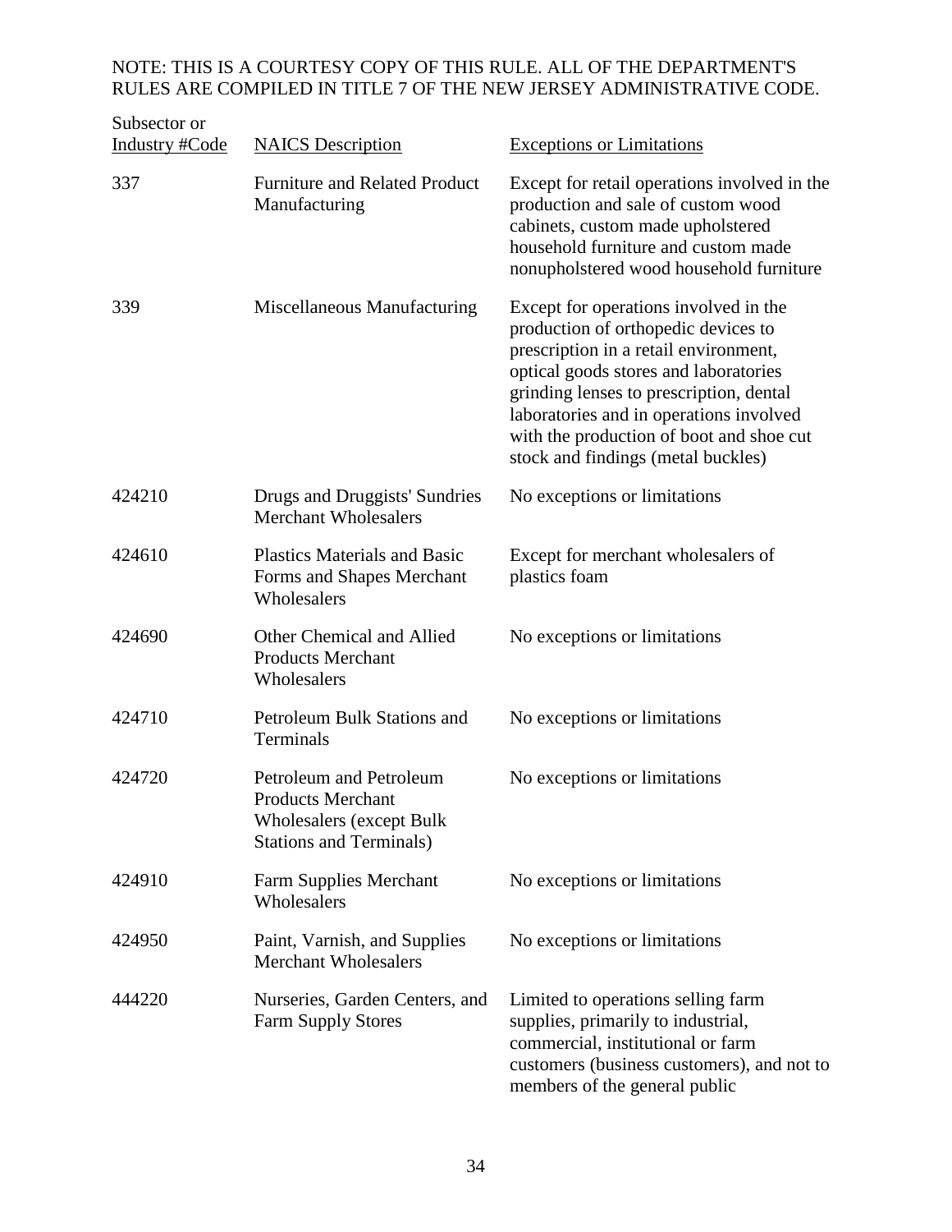NOTE: THIS IS A COURTESY COPY OF THIS RULE. ALL OF THE DEPARTMENT'S RULES ARE COMPILED IN TITLE 7 OF THE NEW JERSEY ADMINISTRATIVE CODE.

| Subsector or Industry #Code | NAICS Description | Exceptions or Limitations |
|---|---|---|
| 337 | Furniture and Related Product Manufacturing | Except for retail operations involved in the production and sale of custom wood cabinets, custom made upholstered household furniture and custom made nonupholstered wood household furniture |
| 339 | Miscellaneous Manufacturing | Except for operations involved in the production of orthopedic devices to prescription in a retail environment, optical goods stores and laboratories grinding lenses to prescription, dental laboratories and in operations involved with the production of boot and shoe cut stock and findings (metal buckles) |
| 424210 | Drugs and Druggists' Sundries Merchant Wholesalers | No exceptions or limitations |
| 424610 | Plastics Materials and Basic Forms and Shapes Merchant Wholesalers | Except for merchant wholesalers of plastics foam |
| 424690 | Other Chemical and Allied Products Merchant Wholesalers | No exceptions or limitations |
| 424710 | Petroleum Bulk Stations and Terminals | No exceptions or limitations |
| 424720 | Petroleum and Petroleum Products Merchant Wholesalers (except Bulk Stations and Terminals) | No exceptions or limitations |
| 424910 | Farm Supplies Merchant Wholesalers | No exceptions or limitations |
| 424950 | Paint, Varnish, and Supplies Merchant Wholesalers | No exceptions or limitations |
| 444220 | Nurseries, Garden Centers, and Farm Supply Stores | Limited to operations selling farm supplies, primarily to industrial, commercial, institutional or farm customers (business customers), and not to members of the general public |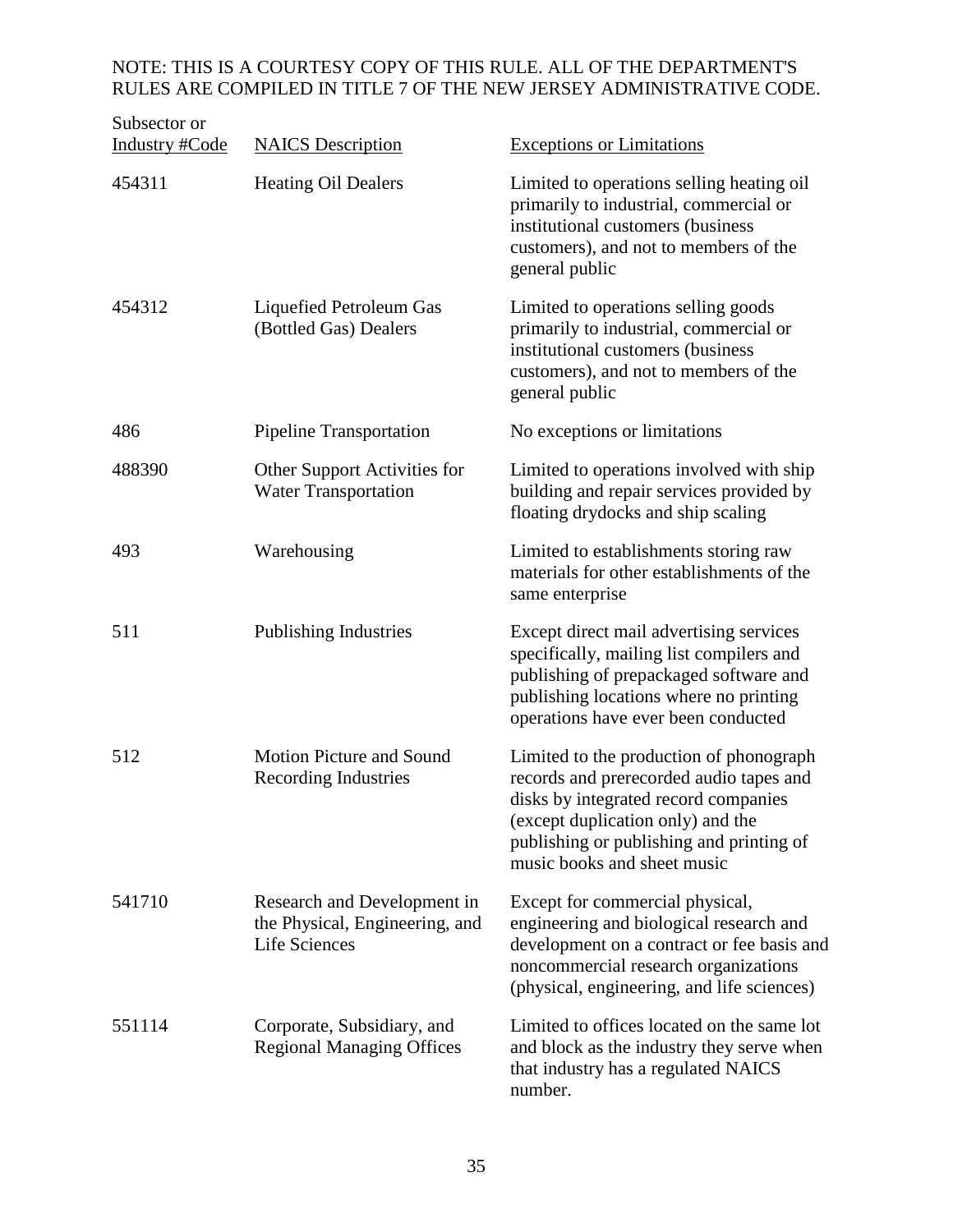NOTE: THIS IS A COURTESY COPY OF THIS RULE. ALL OF THE DEPARTMENT'S RULES ARE COMPILED IN TITLE 7 OF THE NEW JERSEY ADMINISTRATIVE CODE.

| Subsector or Industry #Code | NAICS Description | Exceptions or Limitations |
|---|---|---|
| 454311 | Heating Oil Dealers | Limited to operations selling heating oil primarily to industrial, commercial or institutional customers (business customers), and not to members of the general public |
| 454312 | Liquefied Petroleum Gas (Bottled Gas) Dealers | Limited to operations selling goods primarily to industrial, commercial or institutional customers (business customers), and not to members of the general public |
| 486 | Pipeline Transportation | No exceptions or limitations |
| 488390 | Other Support Activities for Water Transportation | Limited to operations involved with ship building and repair services provided by floating drydocks and ship scaling |
| 493 | Warehousing | Limited to establishments storing raw materials for other establishments of the same enterprise |
| 511 | Publishing Industries | Except direct mail advertising services specifically, mailing list compilers and publishing of prepackaged software and publishing locations where no printing operations have ever been conducted |
| 512 | Motion Picture and Sound Recording Industries | Limited to the production of phonograph records and prerecorded audio tapes and disks by integrated record companies (except duplication only) and the publishing or publishing and printing of music books and sheet music |
| 541710 | Research and Development in the Physical, Engineering, and Life Sciences | Except for commercial physical, engineering and biological research and development on a contract or fee basis and noncommercial research organizations (physical, engineering, and life sciences) |
| 551114 | Corporate, Subsidiary, and Regional Managing Offices | Limited to offices located on the same lot and block as the industry they serve when that industry has a regulated NAICS number. |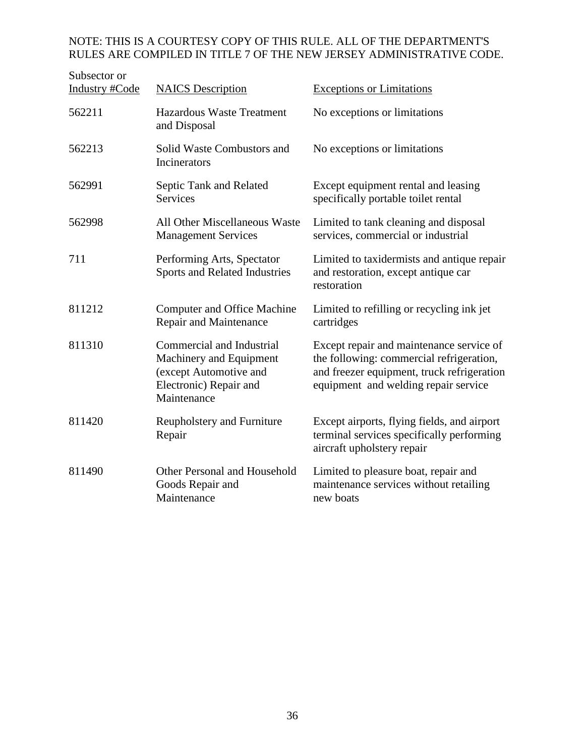NOTE: THIS IS A COURTESY COPY OF THIS RULE. ALL OF THE DEPARTMENT'S RULES ARE COMPILED IN TITLE 7 OF THE NEW JERSEY ADMINISTRATIVE CODE.

| Subsector or Industry #Code | NAICS Description | Exceptions or Limitations |
|---|---|---|
| 562211 | Hazardous Waste Treatment and Disposal | No exceptions or limitations |
| 562213 | Solid Waste Combustors and Incinerators | No exceptions or limitations |
| 562991 | Septic Tank and Related Services | Except equipment rental and leasing specifically portable toilet rental |
| 562998 | All Other Miscellaneous Waste Management Services | Limited to tank cleaning and disposal services, commercial or industrial |
| 711 | Performing Arts, Spectator Sports and Related Industries | Limited to taxidermists and antique repair and restoration, except antique car restoration |
| 811212 | Computer and Office Machine Repair and Maintenance | Limited to refilling or recycling ink jet cartridges |
| 811310 | Commercial and Industrial Machinery and Equipment (except Automotive and Electronic) Repair and Maintenance | Except repair and maintenance service of the following: commercial refrigeration, and freezer equipment, truck refrigeration equipment and welding repair service |
| 811420 | Reupholstery and Furniture Repair | Except airports, flying fields, and airport terminal services specifically performing aircraft upholstery repair |
| 811490 | Other Personal and Household Goods Repair and Maintenance | Limited to pleasure boat, repair and maintenance services without retailing new boats |